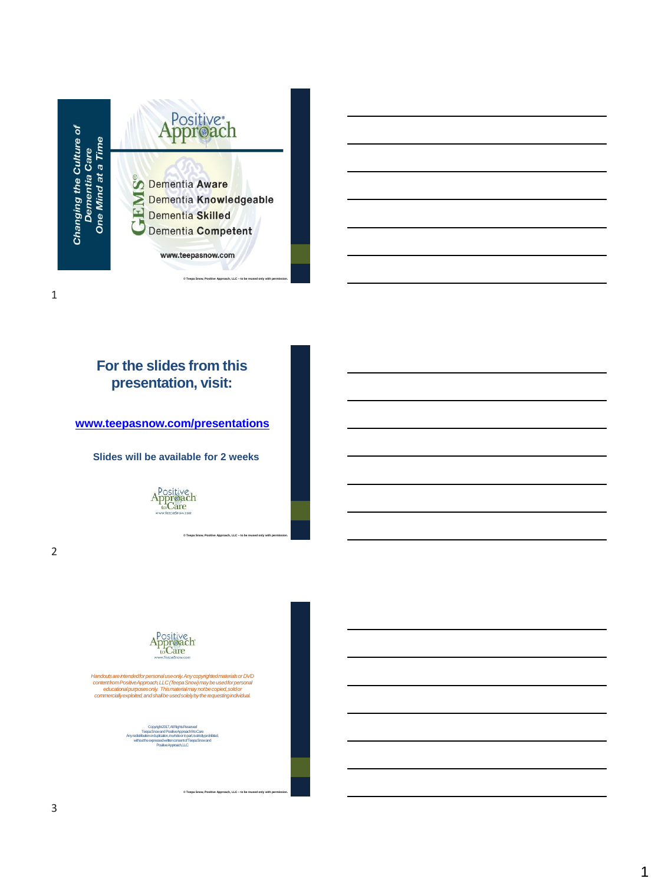*Changing the Culture of Dementia Care*
*One Mind at a Time*

Positive Approach

GEMS®
- Dementia **Aware**
- Dementia **Knowledgeable**
- Dementia **Skilled**
- Dementia **Competent**

www.teepasnow.com

© Teepa Snow, Positive Approach, LLC – to be reused only with permission.

---

## For the slides from this presentation, visit:

**www.teepasnow.com/presentations**

**Slides will be available for 2 weeks**

Positive Approach to Care
www.TeepaSnow.com

© Teepa Snow, Positive Approach, LLC – to be reused only with permission.

---

Positive Approach to Care
www.TeepaSnow.com

*Handouts are intended for personal use only. Any copyrighted materials or DVD content from Positive Approach, LLC (Teepa Snow) may be used for personal educational purposes only. This material may not be copied, sold or commercially exploited, and shall be used solely by the requesting individual.*

Copyright 2017, All Rights Reserved
Teepa Snow and Positive Approach® to Care
Any redistribution or duplication, in whole or in part, is strictly prohibited, without the expressed written consent of Teepa Snow and Positive Approach, LLC

© Teepa Snow, Positive Approach, LLC – to be reused only with permission.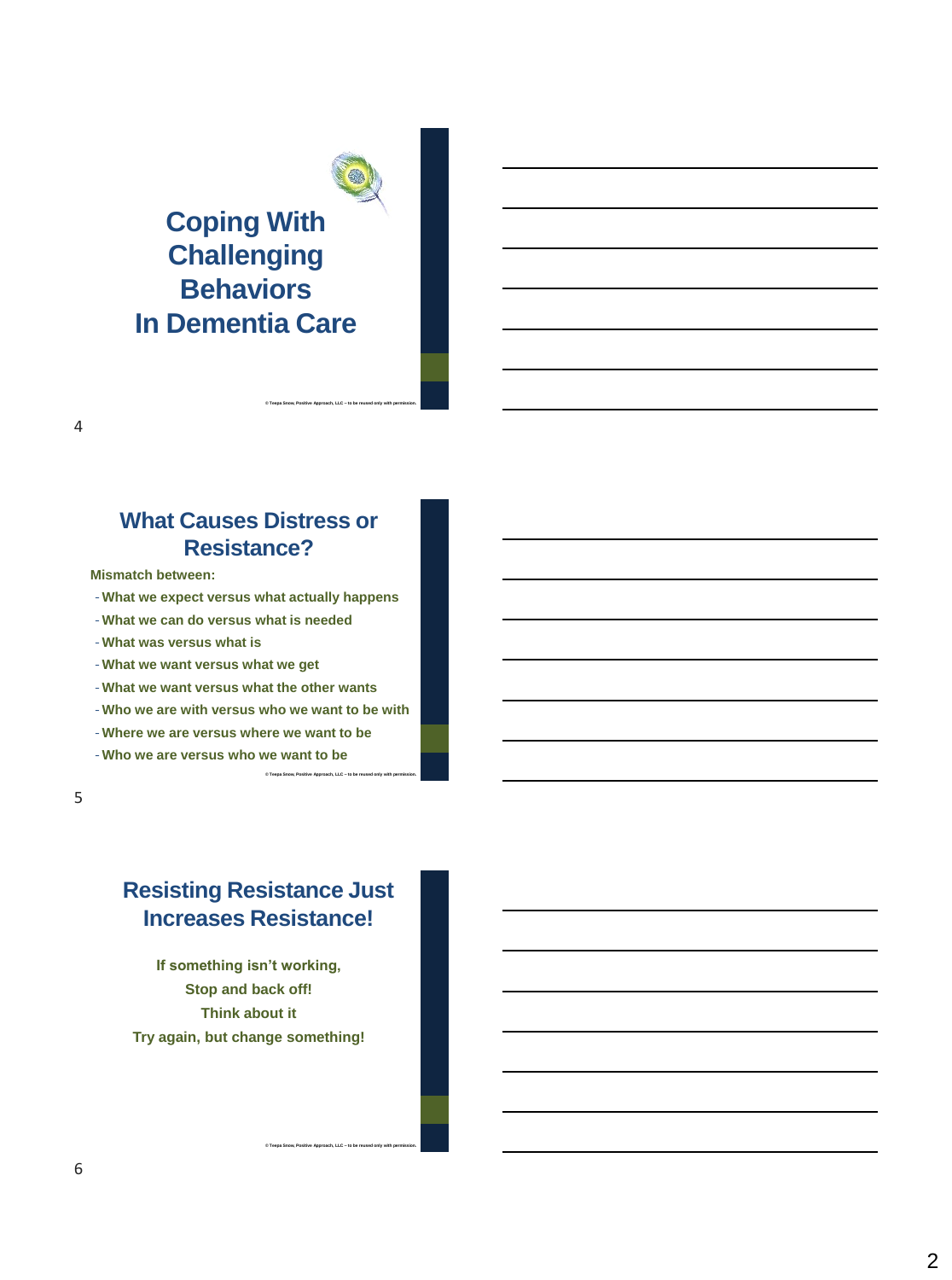# Coping With Challenging Behaviors In Dementia Care

© Teepa Snow, Positive Approach, LLC – to be reused only with permission.

## What Causes Distress or Resistance?

**Mismatch between:**

- What we expect versus what actually happens
- What we can do versus what is needed
- What was versus what is
- What we want versus what we get
- What we want versus what the other wants
- Who we are with versus who we want to be with
- Where we are versus where we want to be
- Who we are versus who we want to be

© Teepa Snow, Positive Approach, LLC – to be reused only with permission.

## Resisting Resistance Just Increases Resistance!

**If something isn't working,**
**Stop and back off!**
**Think about it**
**Try again, but change something!**

© Teepa Snow, Positive Approach, LLC – to be reused only with permission.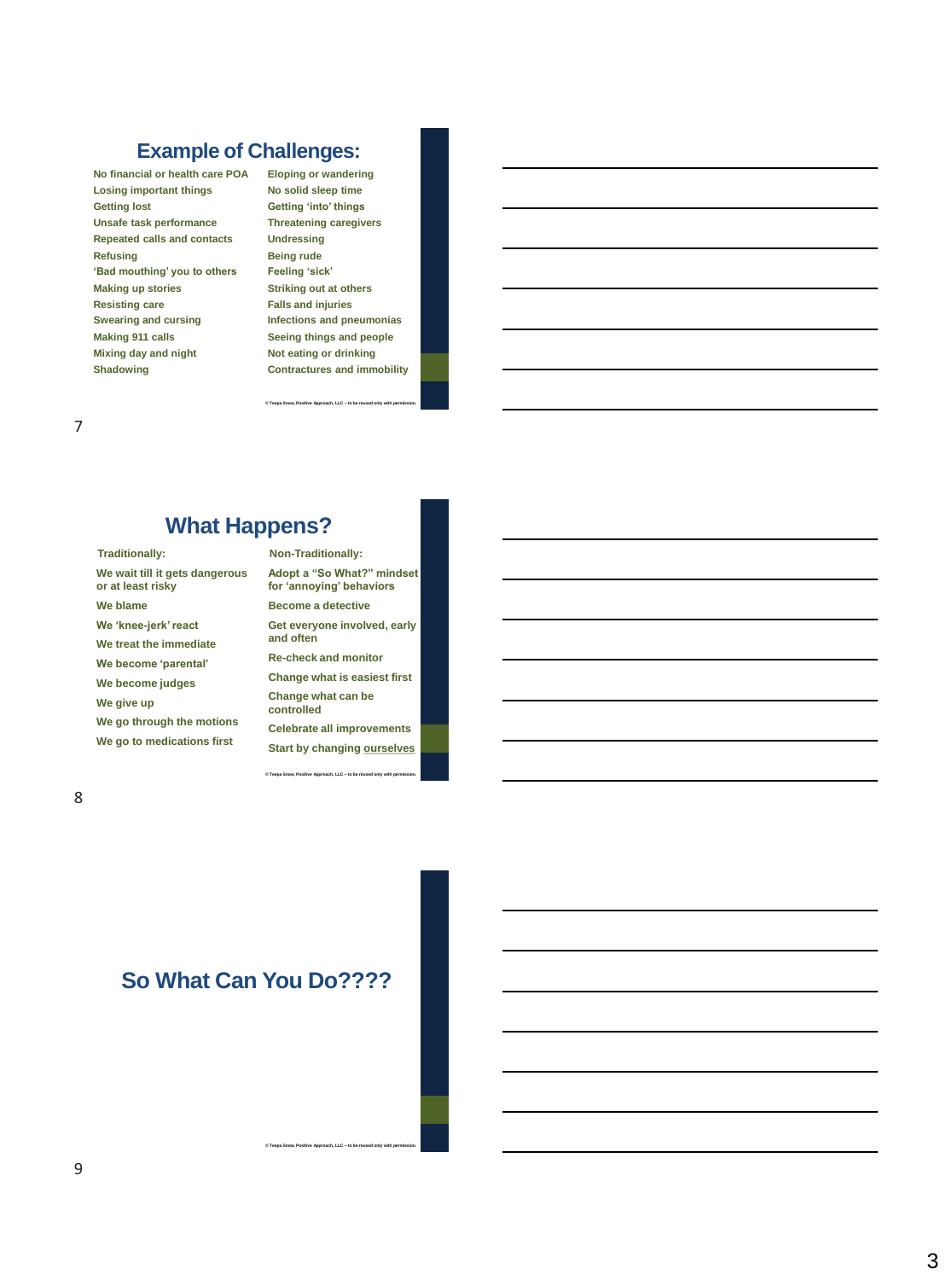## Example of Challenges:

- No financial or health care POA
- Losing important things
- Getting lost
- Unsafe task performance
- Repeated calls and contacts
- Refusing
- 'Bad mouthing' you to others
- Making up stories
- Resisting care
- Swearing and cursing
- Making 911 calls
- Mixing day and night
- Shadowing
- Eloping or wandering
- No solid sleep time
- Getting 'into' things
- Threatening caregivers
- Undressing
- Being rude
- Feeling 'sick'
- Striking out at others
- Falls and injuries
- Infections and pneumonias
- Seeing things and people
- Not eating or drinking
- Contractures and immobility

© Teepa Snow, Positive Approach, LLC – to be reused only with permission.

## What Happens?

| Traditionally: | Non-Traditionally: |
|---|---|
| We wait till it gets dangerous or at least risky | Adopt a "So What?" mindset for 'annoying' behaviors |
| We blame | Become a detective |
| We 'knee-jerk' react | Get everyone involved, early and often |
| We treat the immediate | Re-check and monitor |
| We become 'parental' | Change what is easiest first |
| We become judges | Change what can be controlled |
| We give up | Celebrate all improvements |
| We go through the motions | Start by changing ourselves |
| We go to medications first | |

© Teepa Snow, Positive Approach, LLC – to be reused only with permission.

## So What Can You Do????

© Teepa Snow, Positive Approach, LLC – to be reused only with permission.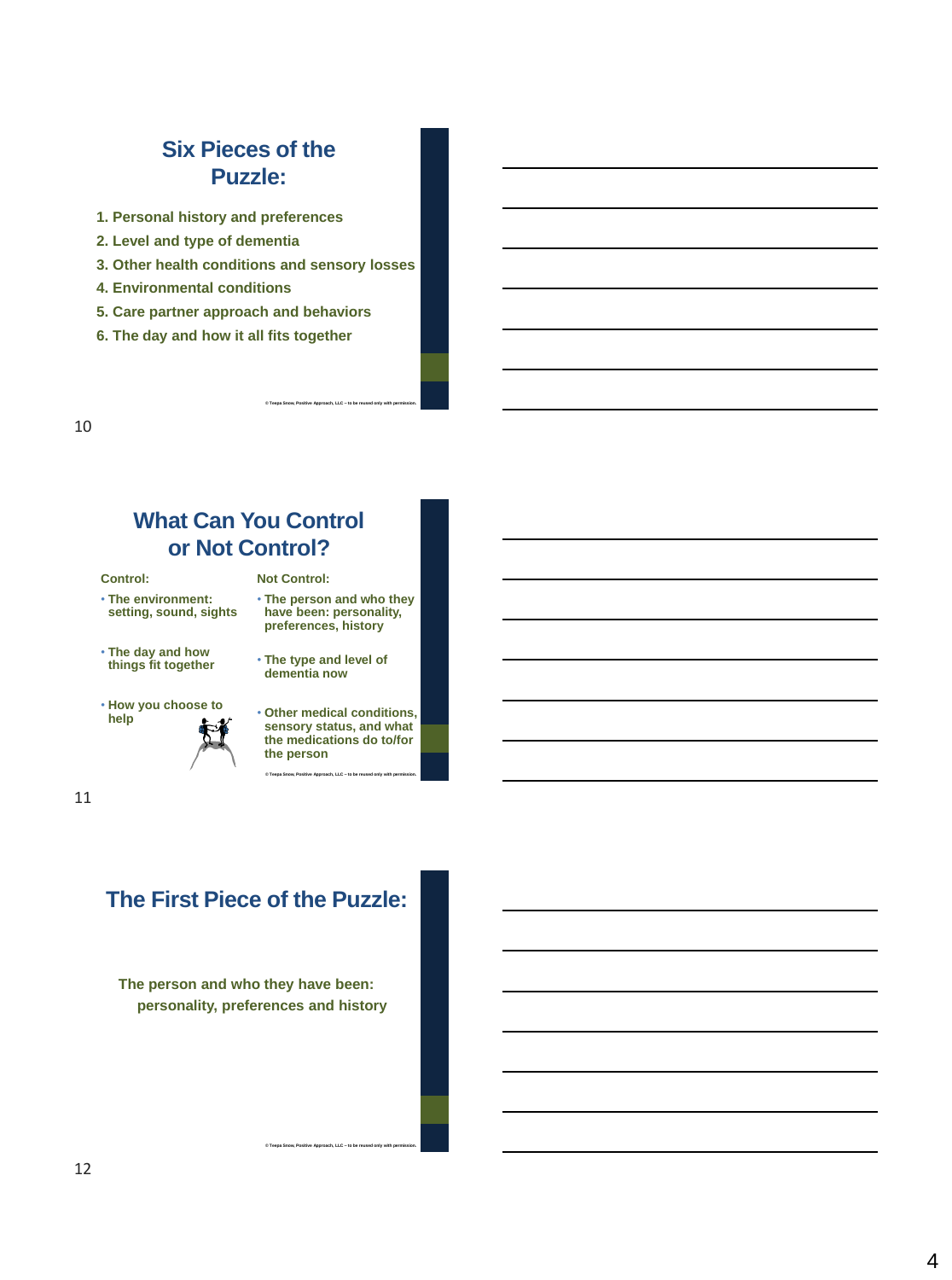## Six Pieces of the Puzzle:

1. Personal history and preferences
2. Level and type of dementia
3. Other health conditions and sensory losses
4. Environmental conditions
5. Care partner approach and behaviors
6. The day and how it all fits together

© Teepa Snow, Positive Approach, LLC – to be reused only with permission.

## What Can You Control or Not Control?

**Control:**

- The environment: setting, sound, sights
- The day and how things fit together
- How you choose to help

**Not Control:**

- The person and who they have been: personality, preferences, history
- The type and level of dementia now
- Other medical conditions, sensory status, and what the medications do to/for the person

© Teepa Snow, Positive Approach, LLC – to be reused only with permission.

## The First Piece of the Puzzle:

The person and who they have been: personality, preferences and history

© Teepa Snow, Positive Approach, LLC – to be reused only with permission.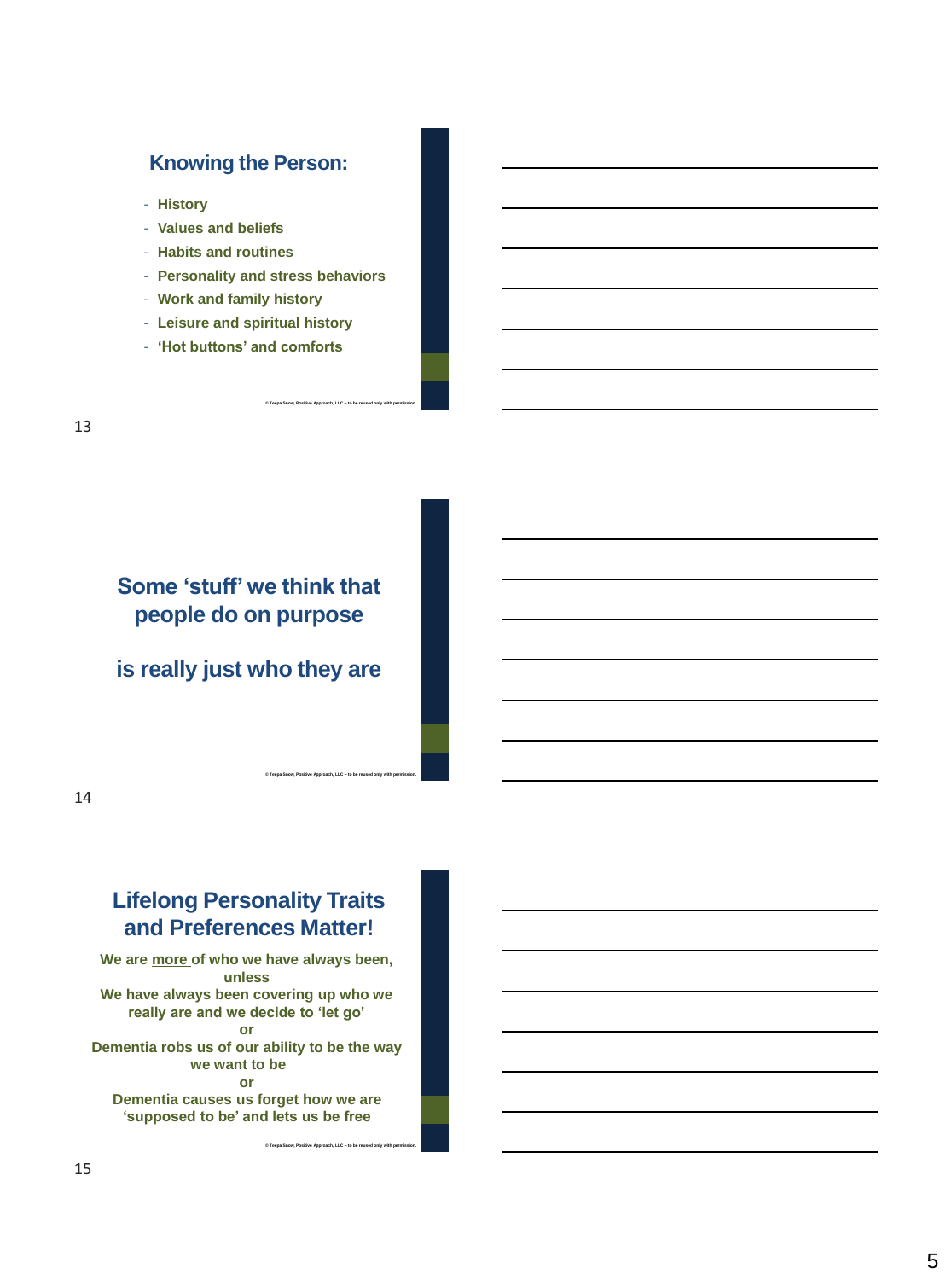## Knowing the Person:

- History
- Values and beliefs
- Habits and routines
- Personality and stress behaviors
- Work and family history
- Leisure and spiritual history
- 'Hot buttons' and comforts

© Teepa Snow, Positive Approach, LLC – to be reused only with permission.

## Some 'stuff' we think that people do on purpose

## is really just who they are

© Teepa Snow, Positive Approach, LLC – to be reused only with permission.

## Lifelong Personality Traits and Preferences Matter!

**We are more of who we have always been, unless**
**We have always been covering up who we really are and we decide to 'let go'**
**or**
**Dementia robs us of our ability to be the way we want to be**
**or**
**Dementia causes us forget how we are 'supposed to be' and lets us be free**

© Teepa Snow, Positive Approach, LLC – to be reused only with permission.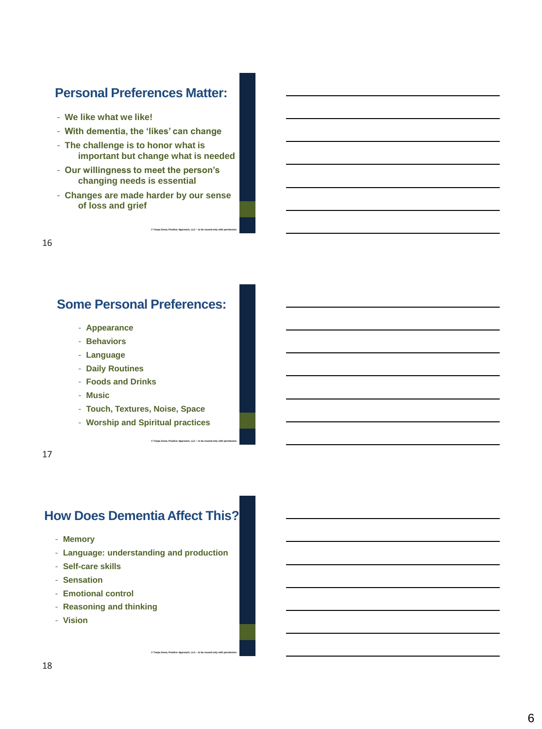## Personal Preferences Matter:

- We like what we like!
- With dementia, the 'likes' can change
- The challenge is to honor what is important but change what is needed
- Our willingness to meet the person's changing needs is essential
- Changes are made harder by our sense of loss and grief

© Teepa Snow, Positive Approach, LLC – to be reused only with permission.

16

## Some Personal Preferences:

- Appearance
- Behaviors
- Language
- Daily Routines
- Foods and Drinks
- Music
- Touch, Textures, Noise, Space
- Worship and Spiritual practices

© Teepa Snow, Positive Approach, LLC – to be reused only with permission.

17

## How Does Dementia Affect This?

- Memory
- Language: understanding and production
- Self-care skills
- Sensation
- Emotional control
- Reasoning and thinking
- Vision

© Teepa Snow, Positive Approach, LLC – to be reused only with permission.

18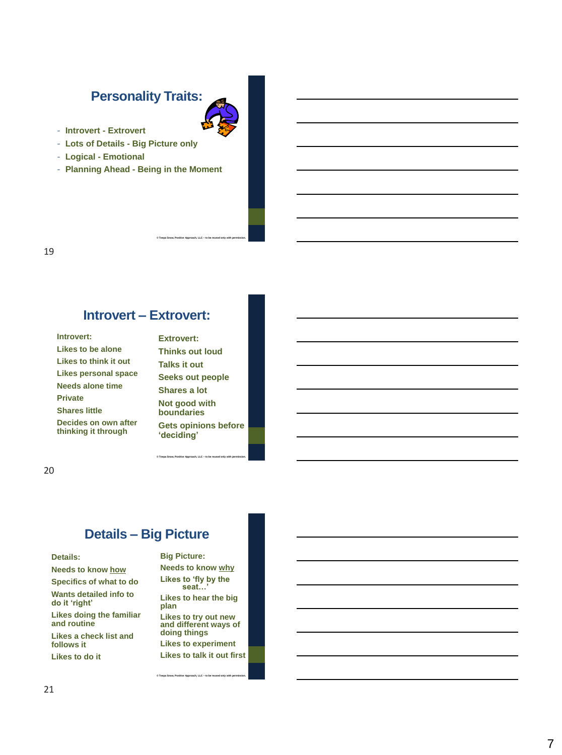## Personality Traits:

- Introvert - Extrovert
- Lots of Details - Big Picture only
- Logical - Emotional
- Planning Ahead - Being in the Moment

© Teepa Snow, Positive Approach, LLC – to be reused only with permission.

## Introvert – Extrovert:

**Introvert:**

- Likes to be alone
- Likes to think it out
- Likes personal space
- Needs alone time
- Private
- Shares little
- Decides on own after thinking it through

**Extrovert:**

- Thinks out loud
- Talks it out
- Seeks out people
- Shares a lot
- Not good with boundaries
- Gets opinions before 'deciding'

© Teepa Snow, Positive Approach, LLC – to be reused only with permission.

## Details – Big Picture

**Details:**

- Needs to know <u>how</u>
- Specifics of what to do
- Wants detailed info to do it 'right'
- Likes doing the familiar and routine
- Likes a check list and follows it
- Likes to do it

**Big Picture:**

- Needs to know <u>why</u>
- Likes to 'fly by the seat…'
- Likes to hear the big plan
- Likes to try out new and different ways of doing things
- Likes to experiment
- Likes to talk it out first

© Teepa Snow, Positive Approach, LLC – to be reused only with permission.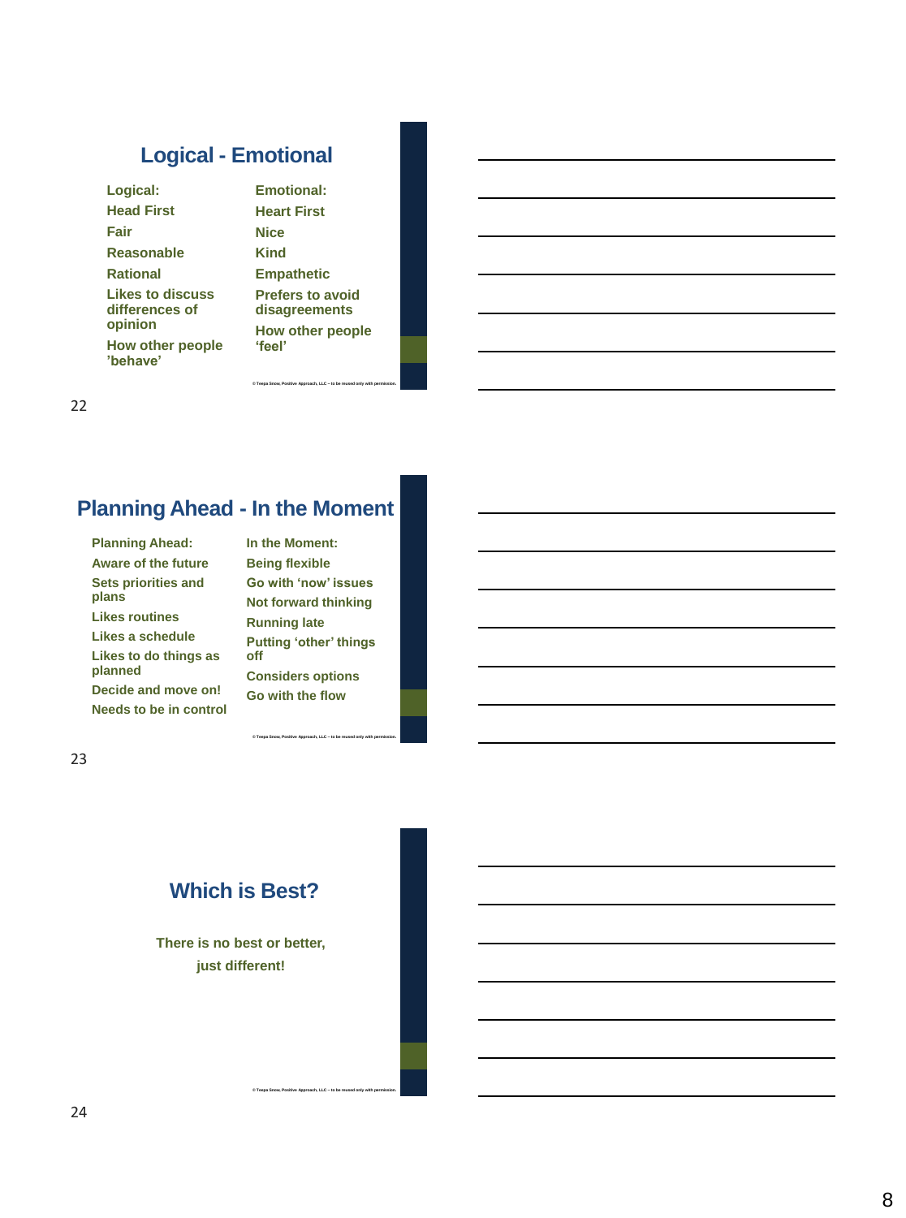## Logical - Emotional

| Logical: | Emotional: |
|---|---|
| Head First | Heart First |
| Fair | Nice |
| Reasonable | Kind |
| Rational | Empathetic |
| Likes to discuss differences of opinion | Prefers to avoid disagreements |
| How other people 'behave' | How other people 'feel' |

© Teepa Snow, Positive Approach, LLC – to be reused only with permission.

## Planning Ahead - In the Moment

| Planning Ahead: | In the Moment: |
|---|---|
| Aware of the future | Being flexible |
| Sets priorities and plans | Go with 'now' issues |
| Likes routines | Not forward thinking |
| Likes a schedule | Running late |
| Likes to do things as planned | Putting 'other' things off |
| Decide and move on! | Considers options |
| Needs to be in control | Go with the flow |

© Teepa Snow, Positive Approach, LLC – to be reused only with permission.

## Which is Best?

There is no best or better,

just different!

© Teepa Snow, Positive Approach, LLC – to be reused only with permission.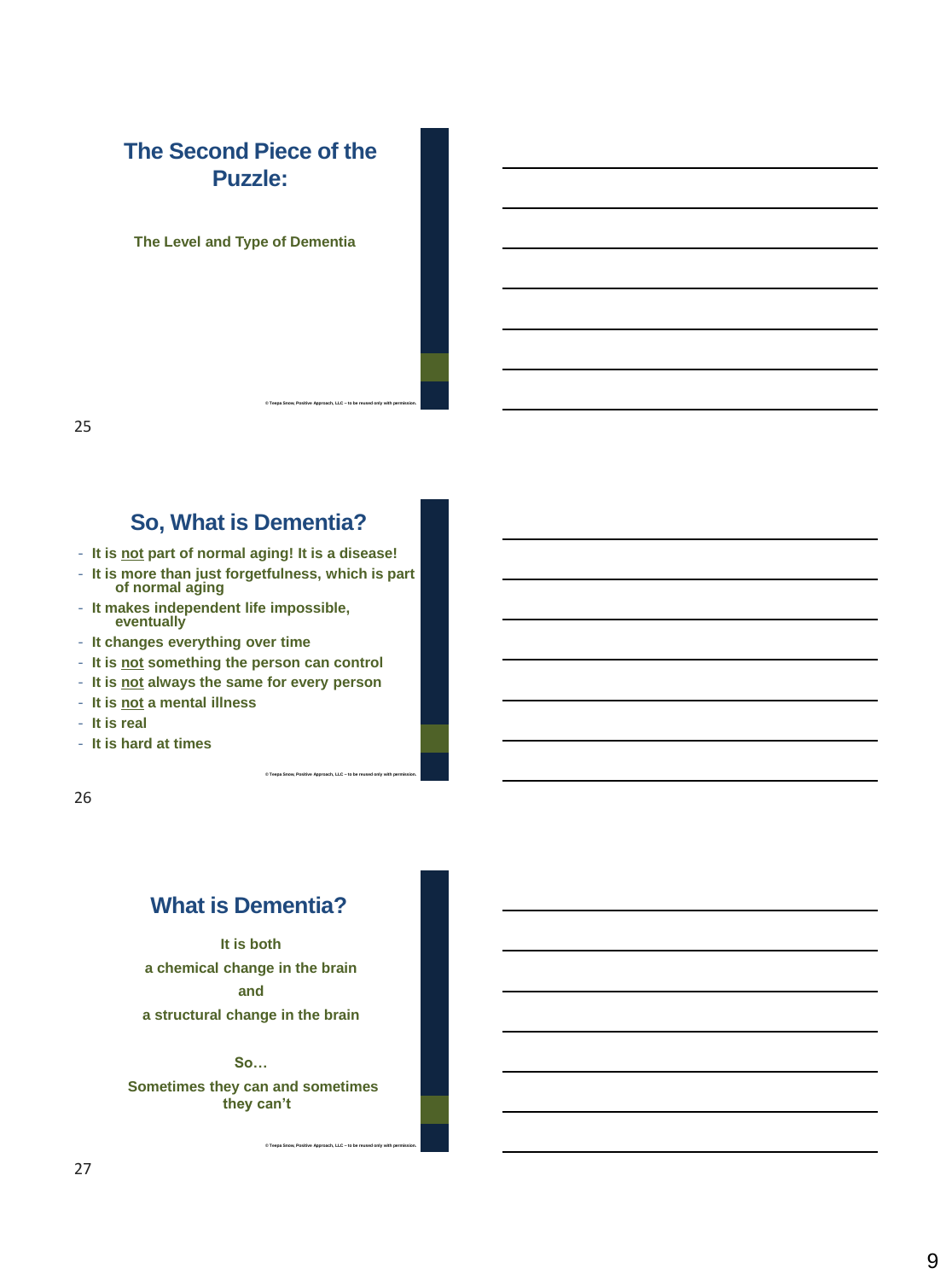## The Second Piece of the Puzzle:

**The Level and Type of Dementia**

© Teepa Snow, Positive Approach, LLC – to be reused only with permission.

## So, What is Dementia?

- **It is not part of normal aging! It is a disease!**
- **It is more than just forgetfulness, which is part of normal aging**
- **It makes independent life impossible, eventually**
- **It changes everything over time**
- **It is not something the person can control**
- **It is not always the same for every person**
- **It is not a mental illness**
- **It is real**
- **It is hard at times**

© Teepa Snow, Positive Approach, LLC – to be reused only with permission.

## What is Dementia?

**It is both**

**a chemical change in the brain**

**and**

**a structural change in the brain**

**So…**

**Sometimes they can and sometimes they can't**

© Teepa Snow, Positive Approach, LLC – to be reused only with permission.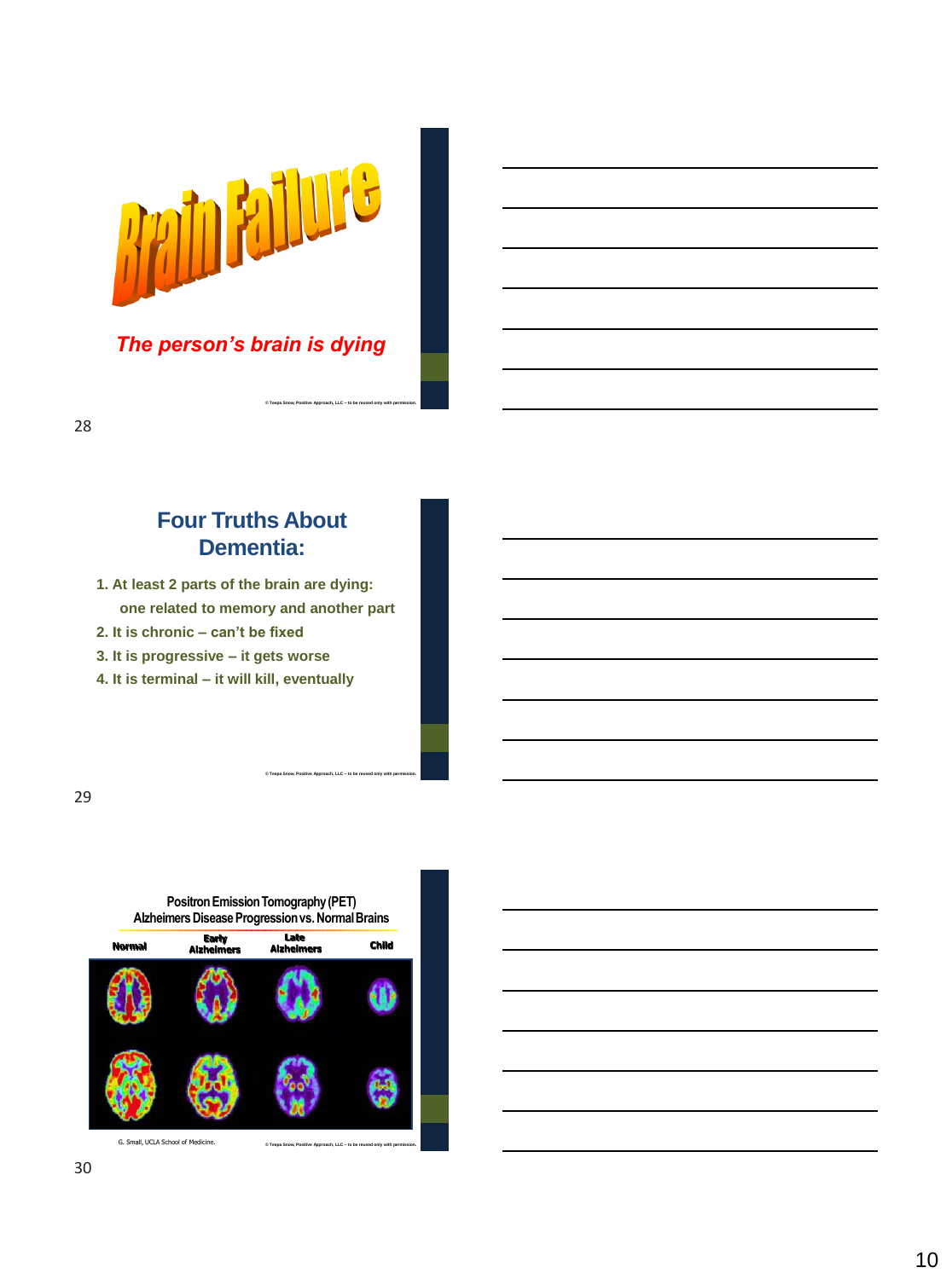# Brain Failure

*The person's brain is dying*

© Teepa Snow, Positive Approach, LLC – to be reused only with permission.

28

## Four Truths About Dementia:

1. At least 2 parts of the brain are dying: one related to memory and another part
2. It is chronic – can't be fixed
3. It is progressive – it gets worse
4. It is terminal – it will kill, eventually

© Teepa Snow, Positive Approach, LLC – to be reused only with permission.

29

**Positron Emission Tomography (PET)**
**Alzheimers Disease Progression vs. Normal Brains**

Normal | Early Alzheimers | Late Alzheimers | Child

G. Small, UCLA School of Medicine.

© Teepa Snow, Positive Approach, LLC – to be reused only with permission.

30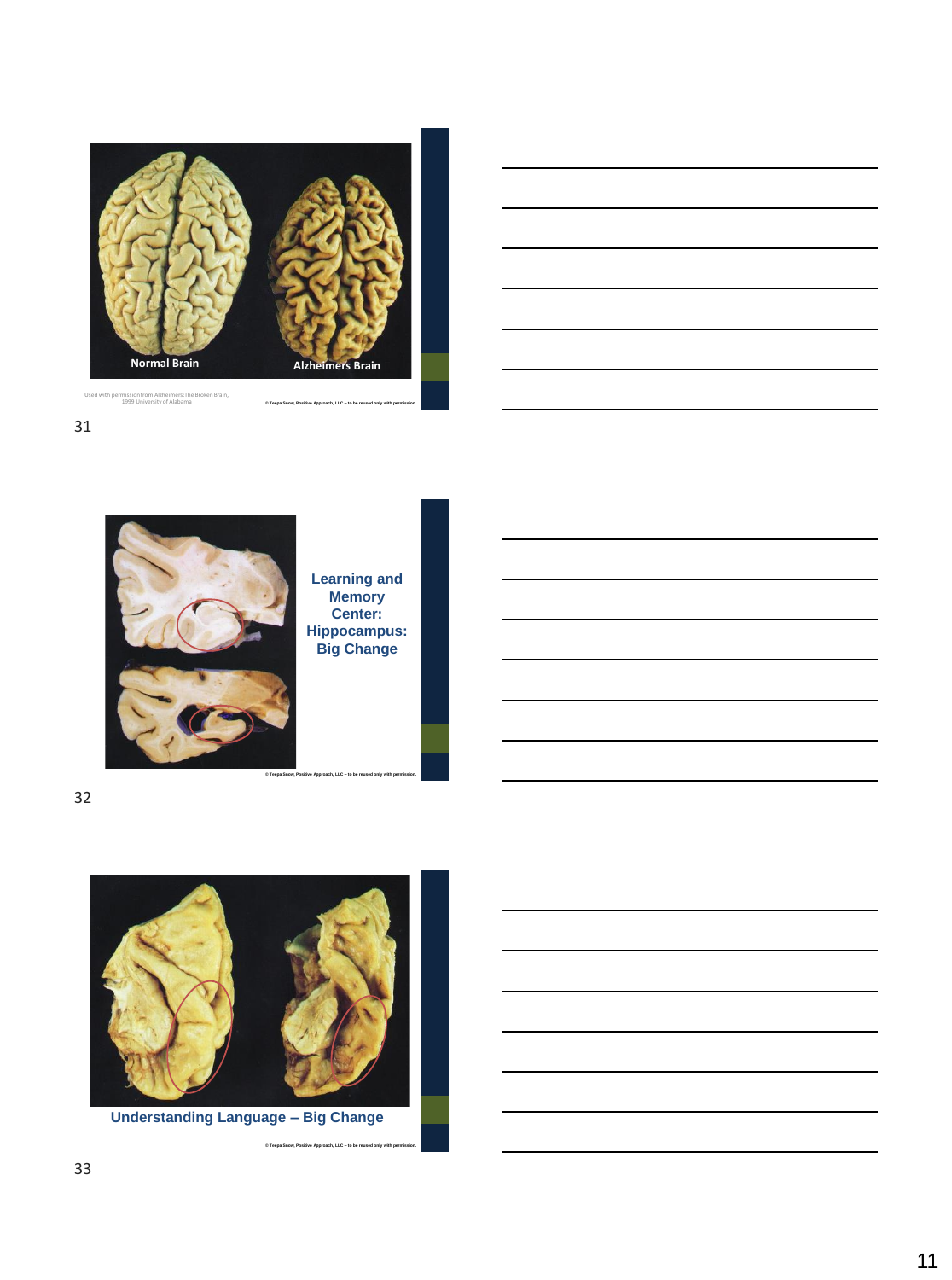Normal Brain

Alzheimers Brain

Used with permission from Alzheimers: The Broken Brain, 1999 University of Alabama

© Teepa Snow, Positive Approach, LLC – to be reused only with permission.

31

**Learning and Memory Center: Hippocampus: Big Change**

© Teepa Snow, Positive Approach, LLC – to be reused only with permission.

32

**Understanding Language – Big Change**

© Teepa Snow, Positive Approach, LLC – to be reused only with permission.

33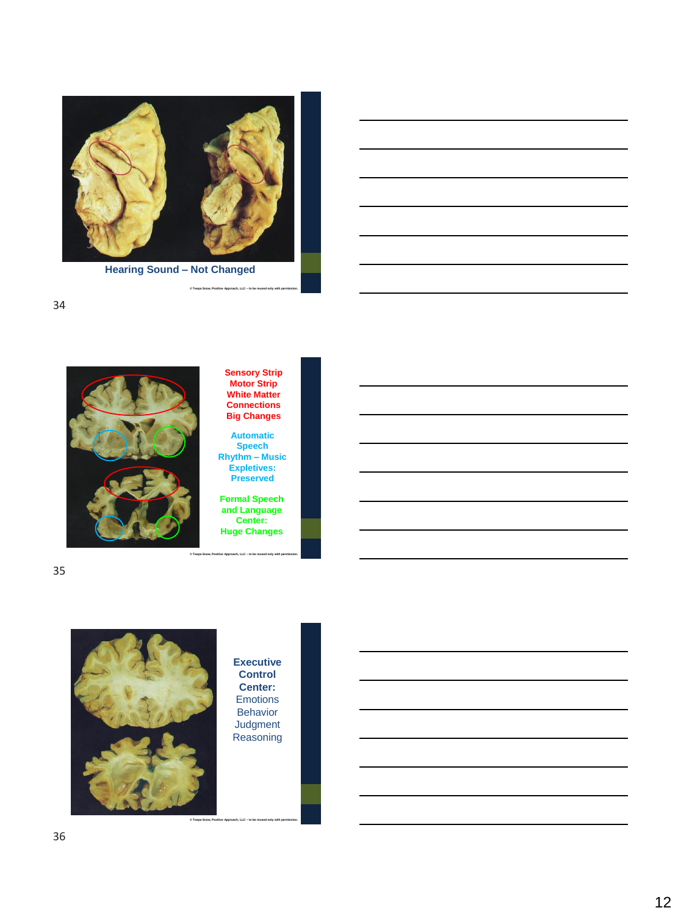Hearing Sound – Not Changed

© Teepa Snow, Positive Approach, LLC – to be reused only with permission.

Sensory Strip
Motor Strip
White Matter
Connections
Big Changes

Automatic
Speech
Rhythm – Music
Expletives:
Preserved

Formal Speech
and Language
Center:
Huge Changes

© Teepa Snow, Positive Approach, LLC – to be reused only with permission.

**Executive Control Center:**
Emotions
Behavior
Judgment
Reasoning

© Teepa Snow, Positive Approach, LLC – to be reused only with permission.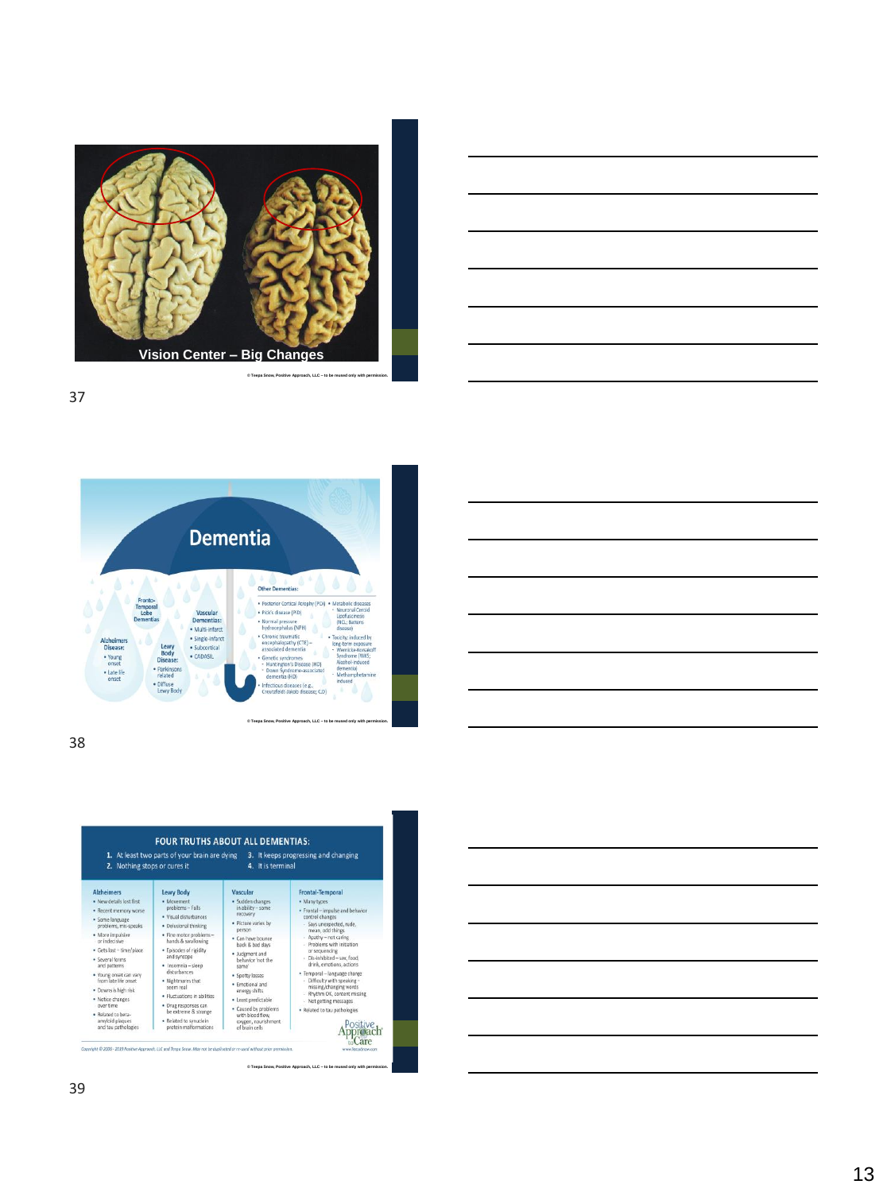Vision Center – Big Changes

© Teepa Snow, Positive Approach, LLC – to be reused only with permission.

37

# Dementia

Fronto-Temporal Lobe Dementias

Alzheimers Disease:
- Young onset
- Late life onset

Lewy Body Disease:
- Parkinsons related
- Diffuse Lewy Body

Vascular Dementias:
- Multi-infarct
- Single-infarct
- Subcortical
- CADASIL

Other Dementias:
- Posterior Cortical Atrophy (PCA)
- Pick's disease (PiD)
- Normal pressure hydrocephalus (NPH)
- Chronic traumatic encephalopathy (CTE) – associated dementia
- Genetic syndromes
  - Huntington's Disease (HD)
  - Down Syndrome-associated dementia (ID)
- Infectious diseases (e.g., Creutzfeldt-Jakob disease; CJD)
- Metabolic diseases
  - Neuronal Ceroid Lipofuscinosis (NCL; Battens disease)
- Toxicity: induced by long-term exposure
  - Wernicke-Korsakoff Syndrome (WKS); Alcohol-induced dementia
  - Methamphetamine induced

© Teepa Snow, Positive Approach, LLC – to be reused only with permission.

38

## FOUR TRUTHS ABOUT ALL DEMENTIAS:

1. At least two parts of your brain are dying
2. Nothing stops or cures it
3. It keeps progressing and changing
4. It is terminal

**Alzheimers**
- New details lost first
- Recent memory worse
- Some language problems, mis-speaks
- More impulsive or indecisive
- Gets lost – time/place
- Several forms and patterns
- Young onset can vary from late life onset
- Downs is high risk
- Notice changes over time
- Related to beta-amyloid plaques and tau pathologies

**Lewy Body**
- Movement problems – Falls
- Visual disturbances
- Delusional thinking
- Fine motor problems – hands & swallowing
- Episodes of rigidity and syncope
- Insomnia – sleep disturbances
- Nightmares that seem real
- Fluctuations in abilities
- Drug responses can be extreme & strange
- Related to synuclein protein malformations

**Vascular**
- Sudden changes in ability – some recovery
- Picture varies by person
- Can have bounce back & bad days
- Judgment and behavior 'not the same'
- Spotty losses
- Emotional and energy shifts
- Least predictable
- Caused by problems with blood flow, oxygen, nourishment of brain cells

**Frontal-Temporal**
- Many types
- Frontal – impulse and behavior control changes
  - Says unexpected, rude, mean, odd things
  - Apathy – not caring
  - Problems with initiation or sequencing
  - Dis-inhibited – sex, food, drink, emotions, actions
- Temporal – language change
  - Difficulty with speaking – missing/changing words
  - Rhythm OK, content missing
  - Not getting messages
- Related to tau pathologies

Copyright © 2006 - 2019 Positive Approach, LLC and Teepa Snow. May not be duplicated or re-used without prior permission.

Positive Approach to Care
www.TeepaSnow.com

© Teepa Snow, Positive Approach, LLC – to be reused only with permission.

39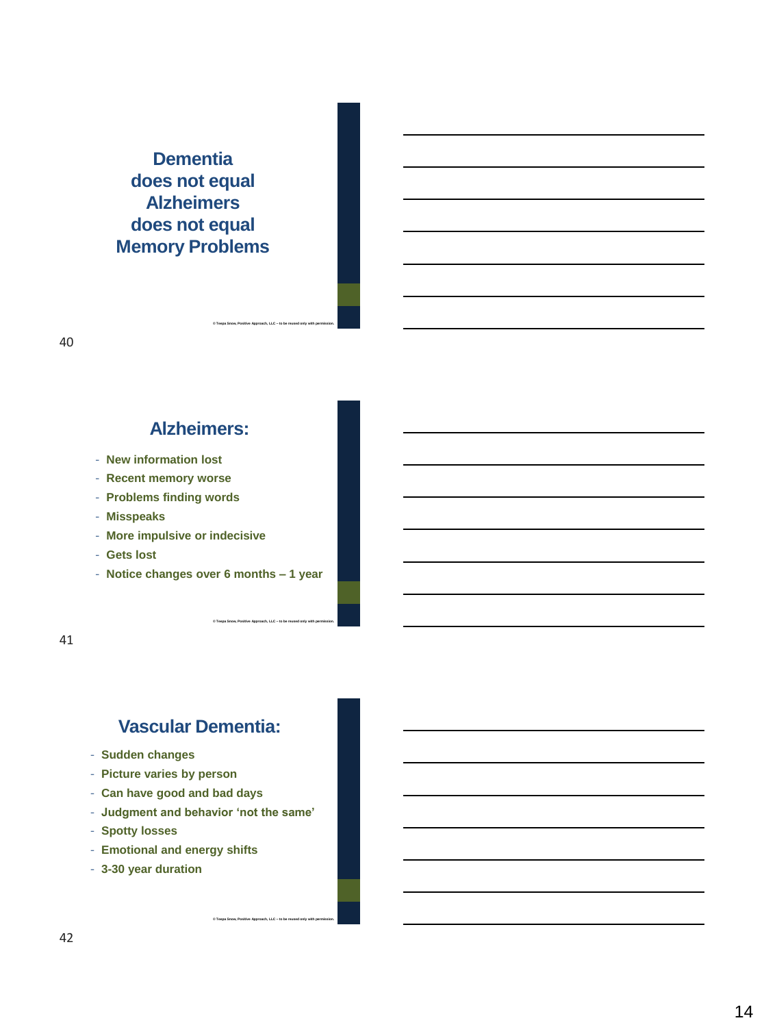## Dementia does not equal Alzheimers does not equal Memory Problems

© Teepa Snow, Positive Approach, LLC – to be reused only with permission.

40

## Alzheimers:

- New information lost
- Recent memory worse
- Problems finding words
- Misspeaks
- More impulsive or indecisive
- Gets lost
- Notice changes over 6 months – 1 year

© Teepa Snow, Positive Approach, LLC – to be reused only with permission.

41

## Vascular Dementia:

- Sudden changes
- Picture varies by person
- Can have good and bad days
- Judgment and behavior 'not the same'
- Spotty losses
- Emotional and energy shifts
- 3-30 year duration

© Teepa Snow, Positive Approach, LLC – to be reused only with permission.

42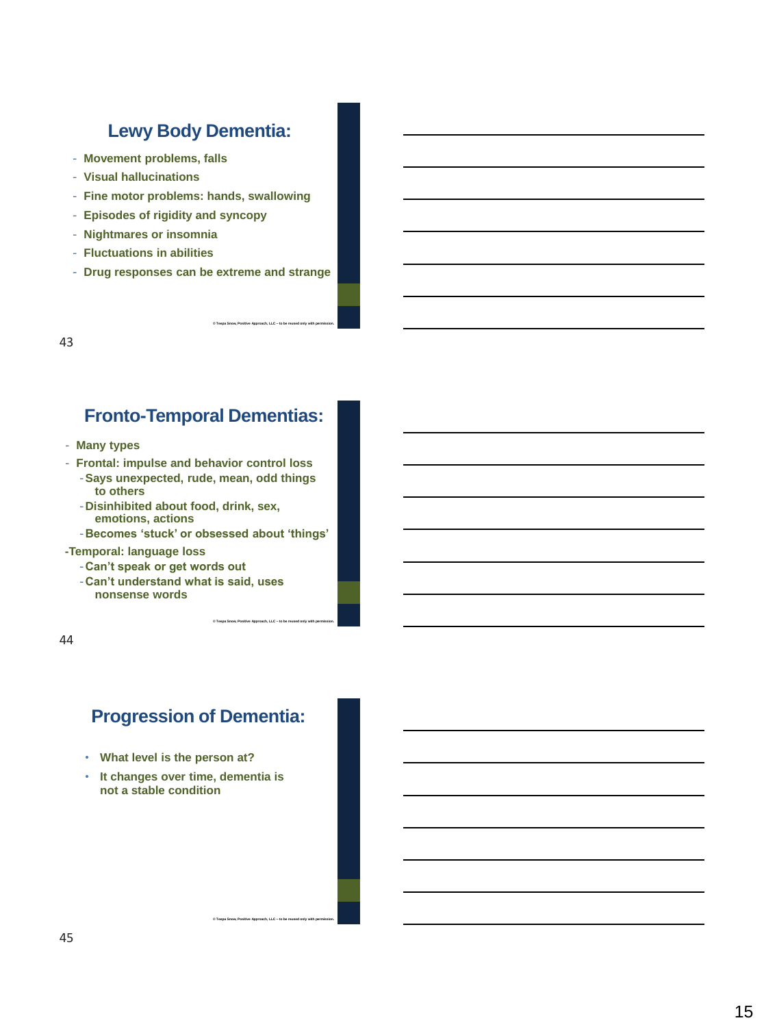## Lewy Body Dementia:

- Movement problems, falls
- Visual hallucinations
- Fine motor problems: hands, swallowing
- Episodes of rigidity and syncopy
- Nightmares or insomnia
- Fluctuations in abilities
- Drug responses can be extreme and strange

© Teepa Snow, Positive Approach, LLC – to be reused only with permission.

43

## Fronto-Temporal Dementias:

- Many types
- Frontal: impulse and behavior control loss
  - Says unexpected, rude, mean, odd things to others
  - Disinhibited about food, drink, sex, emotions, actions
  - Becomes 'stuck' or obsessed about 'things'

-Temporal: language loss
  - Can't speak or get words out
  - Can't understand what is said, uses nonsense words

© Teepa Snow, Positive Approach, LLC – to be reused only with permission.

44

## Progression of Dementia:

- What level is the person at?
- It changes over time, dementia is not a stable condition

© Teepa Snow, Positive Approach, LLC – to be reused only with permission.

45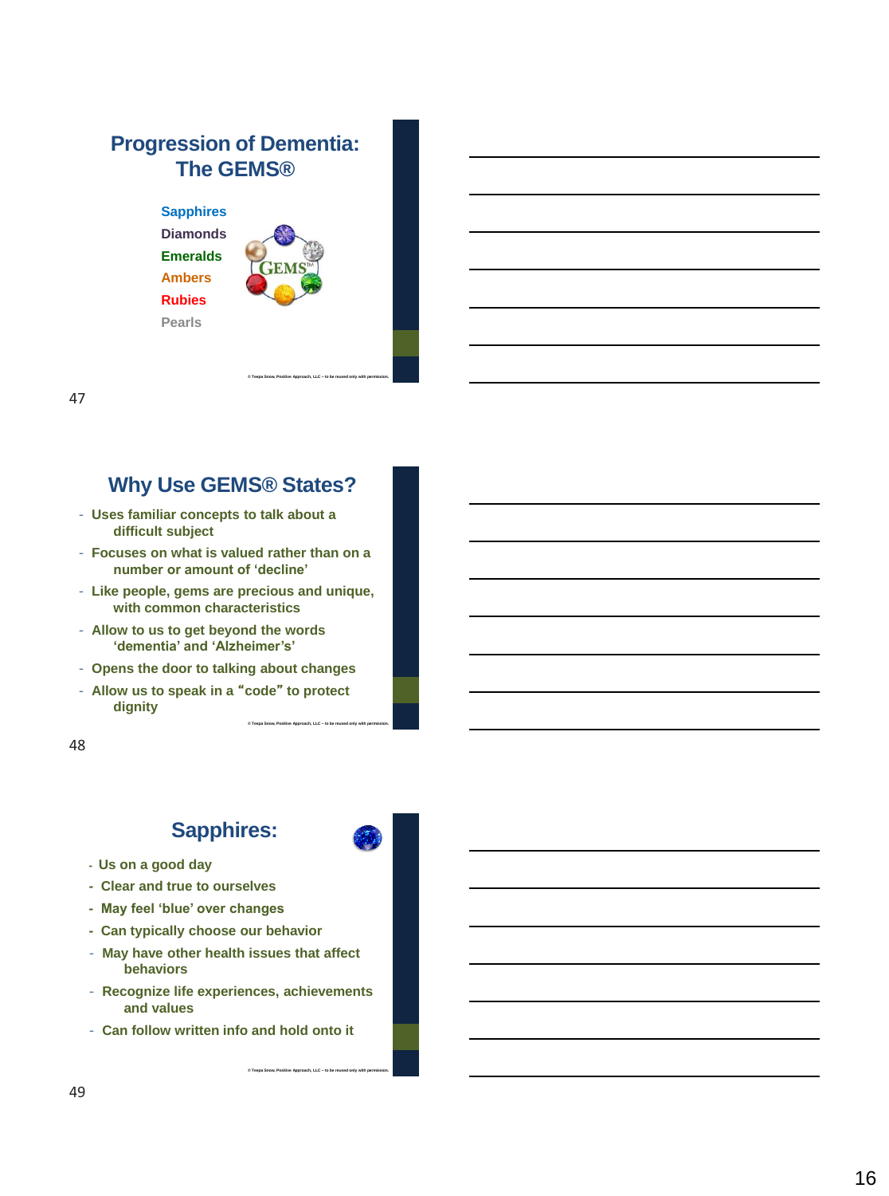## Progression of Dementia: The GEMS®

Sapphires
Diamonds
Emeralds
Ambers
Rubies
Pearls

© Teepa Snow, Positive Approach, LLC – to be reused only with permission.

## Why Use GEMS® States?

- Uses familiar concepts to talk about a difficult subject
- Focuses on what is valued rather than on a number or amount of 'decline'
- Like people, gems are precious and unique, with common characteristics
- Allow to us to get beyond the words 'dementia' and 'Alzheimer's'
- Opens the door to talking about changes
- Allow us to speak in a "code" to protect dignity

© Teepa Snow, Positive Approach, LLC – to be reused only with permission.

## Sapphires:

- Us on a good day
- Clear and true to ourselves
- May feel 'blue' over changes
- Can typically choose our behavior
- May have other health issues that affect behaviors
- Recognize life experiences, achievements and values
- Can follow written info and hold onto it

© Teepa Snow, Positive Approach, LLC – to be reused only with permission.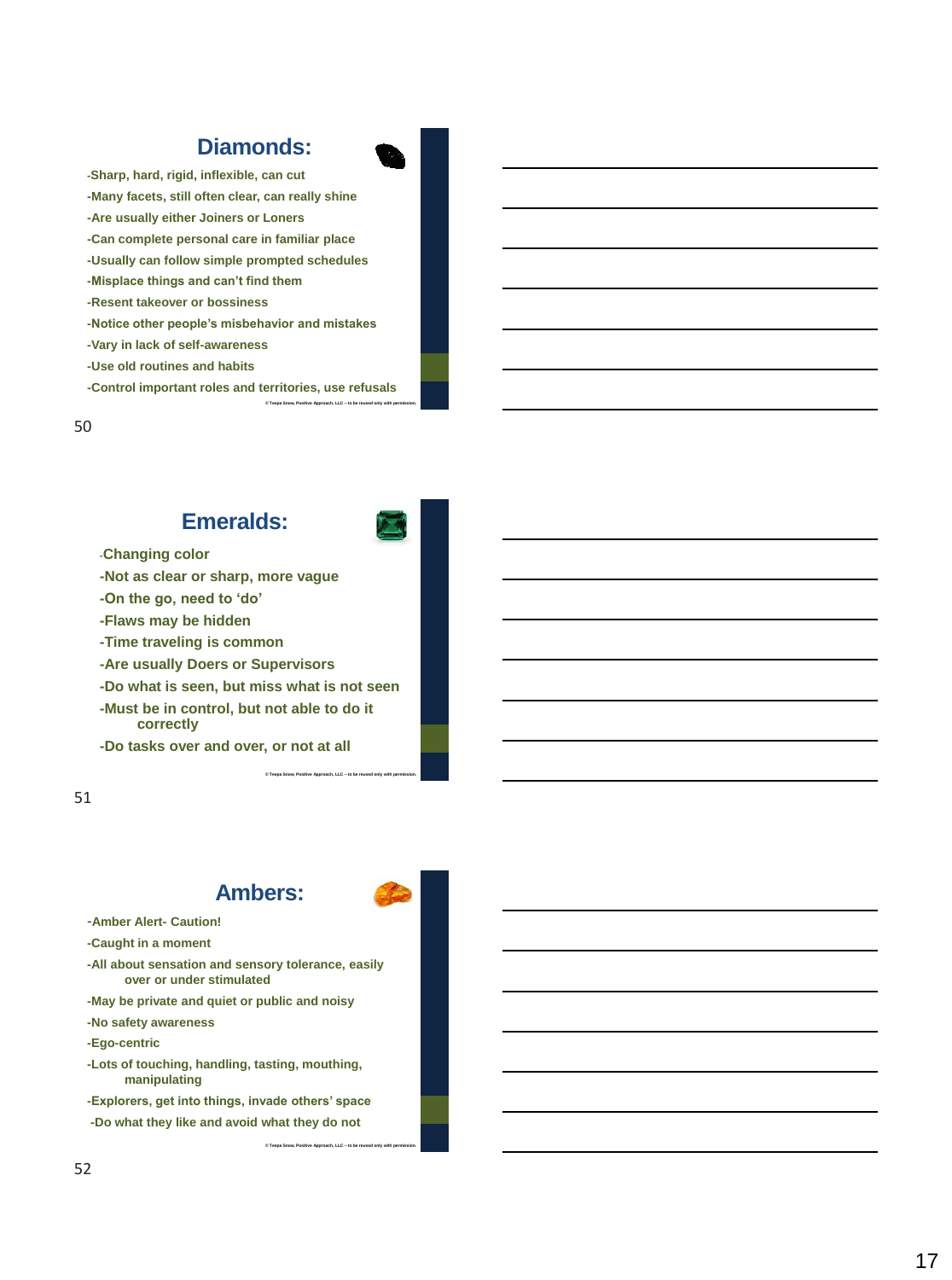## Diamonds:

-Sharp, hard, rigid, inflexible, can cut
-Many facets, still often clear, can really shine
-Are usually either Joiners or Loners
-Can complete personal care in familiar place
-Usually can follow simple prompted schedules
-Misplace things and can't find them
-Resent takeover or bossiness
-Notice other people's misbehavior and mistakes
-Vary in lack of self-awareness
-Use old routines and habits
-Control important roles and territories, use refusals

© Teepa Snow, Positive Approach, LLC – to be reused only with permission.

50

## Emeralds:

-Changing color
-Not as clear or sharp, more vague
-On the go, need to 'do'
-Flaws may be hidden
-Time traveling is common
-Are usually Doers or Supervisors
-Do what is seen, but miss what is not seen
-Must be in control, but not able to do it correctly
-Do tasks over and over, or not at all

© Teepa Snow, Positive Approach, LLC – to be reused only with permission.

51

## Ambers:

-Amber Alert- Caution!
-Caught in a moment
-All about sensation and sensory tolerance, easily over or under stimulated
-May be private and quiet or public and noisy
-No safety awareness
-Ego-centric
-Lots of touching, handling, tasting, mouthing, manipulating
-Explorers, get into things, invade others' space
-Do what they like and avoid what they do not

© Teepa Snow, Positive Approach, LLC – to be reused only with permission.

52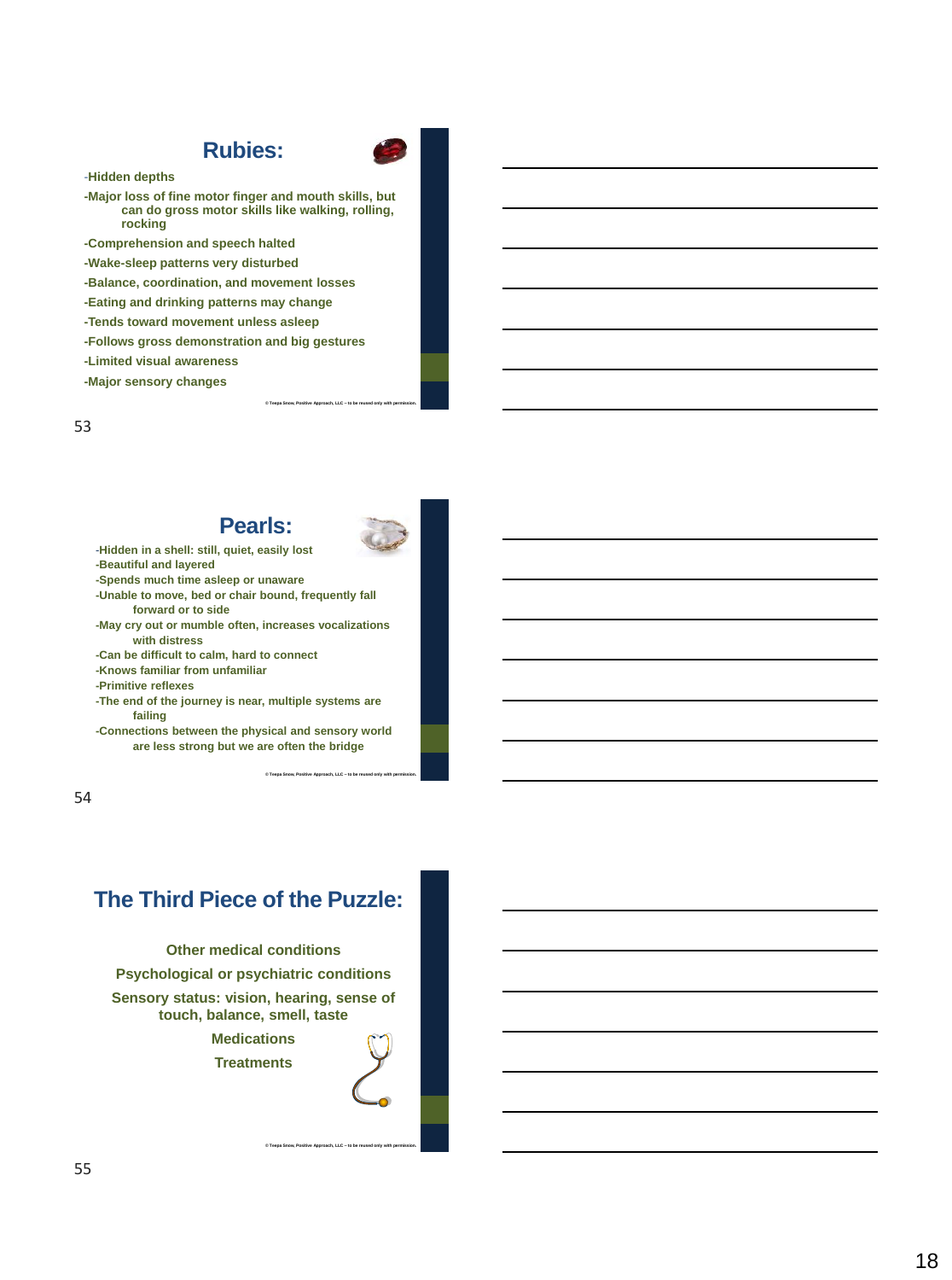## Rubies:

- Hidden depths
- Major loss of fine motor finger and mouth skills, but can do gross motor skills like walking, rolling, rocking
- Comprehension and speech halted
- Wake-sleep patterns very disturbed
- Balance, coordination, and movement losses
- Eating and drinking patterns may change
- Tends toward movement unless asleep
- Follows gross demonstration and big gestures
- Limited visual awareness
- Major sensory changes

© Teepa Snow, Positive Approach, LLC – to be reused only with permission.

53

## Pearls:

- Hidden in a shell: still, quiet, easily lost
- Beautiful and layered
- Spends much time asleep or unaware
- Unable to move, bed or chair bound, frequently fall forward or to side
- May cry out or mumble often, increases vocalizations with distress
- Can be difficult to calm, hard to connect
- Knows familiar from unfamiliar
- Primitive reflexes
- The end of the journey is near, multiple systems are failing
- Connections between the physical and sensory world are less strong but we are often the bridge

© Teepa Snow, Positive Approach, LLC – to be reused only with permission.

54

## The Third Piece of the Puzzle:

Other medical conditions

Psychological or psychiatric conditions

Sensory status: vision, hearing, sense of touch, balance, smell, taste

Medications

Treatments

© Teepa Snow, Positive Approach, LLC – to be reused only with permission.

55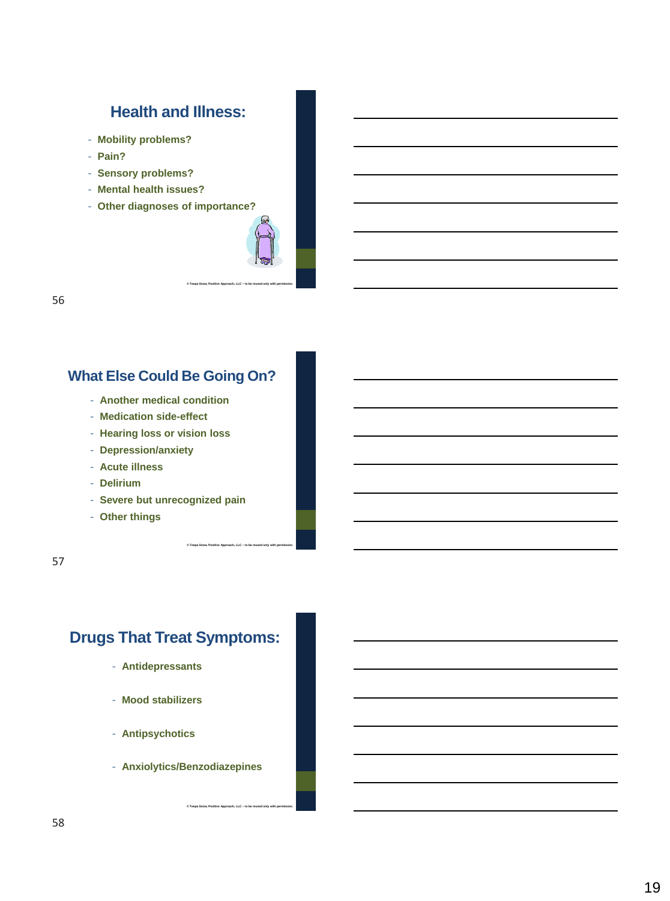## Health and Illness:

- Mobility problems?
- Pain?
- Sensory problems?
- Mental health issues?
- Other diagnoses of importance?

© Teepa Snow, Positive Approach, LLC – to be reused only with permission.

56

## What Else Could Be Going On?

- Another medical condition
- Medication side-effect
- Hearing loss or vision loss
- Depression/anxiety
- Acute illness
- Delirium
- Severe but unrecognized pain
- Other things

© Teepa Snow, Positive Approach, LLC – to be reused only with permission.

57

## Drugs That Treat Symptoms:

- Antidepressants
- Mood stabilizers
- Antipsychotics
- Anxiolytics/Benzodiazepines

© Teepa Snow, Positive Approach, LLC – to be reused only with permission.

58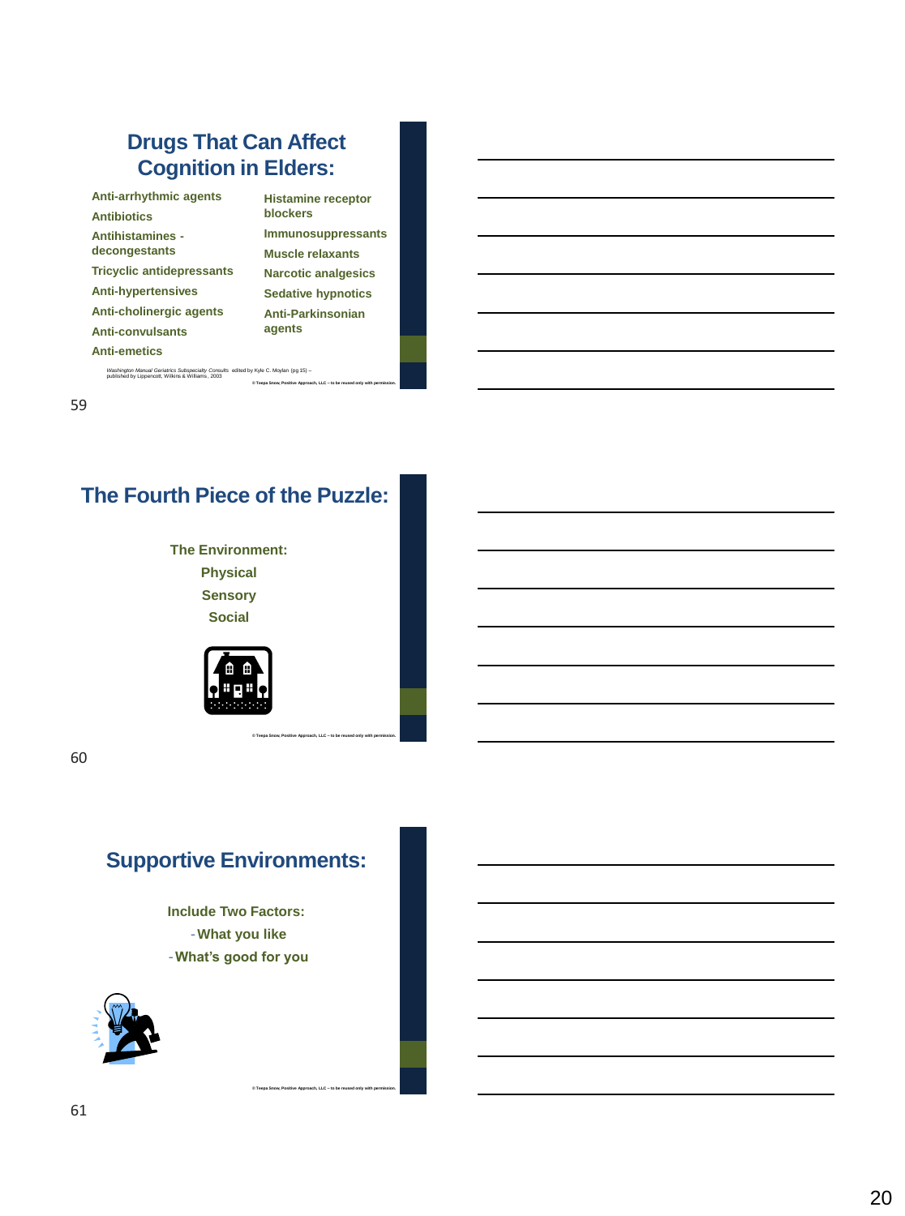## Drugs That Can Affect Cognition in Elders:

- Anti-arrhythmic agents
- Antibiotics
- Antihistamines - decongestants
- Tricyclic antidepressants
- Anti-hypertensives
- Anti-cholinergic agents
- Anti-convulsants
- Anti-emetics
- Histamine receptor blockers
- Immunosuppressants
- Muscle relaxants
- Narcotic analgesics
- Sedative hypnotics
- Anti-Parkinsonian agents

*Washington Manual Geriatrics Subspecialty Consults* edited by Kyle C. Moylan (pg 15) – published by Lippencott, Wilkins & Williams, 2003

© Teepa Snow, Positive Approach, LLC – to be reused only with permission.

## The Fourth Piece of the Puzzle:

**The Environment:**

- Physical
- Sensory
- Social

© Teepa Snow, Positive Approach, LLC – to be reused only with permission.

## Supportive Environments:

**Include Two Factors:**

- What you like
- What's good for you

© Teepa Snow, Positive Approach, LLC – to be reused only with permission.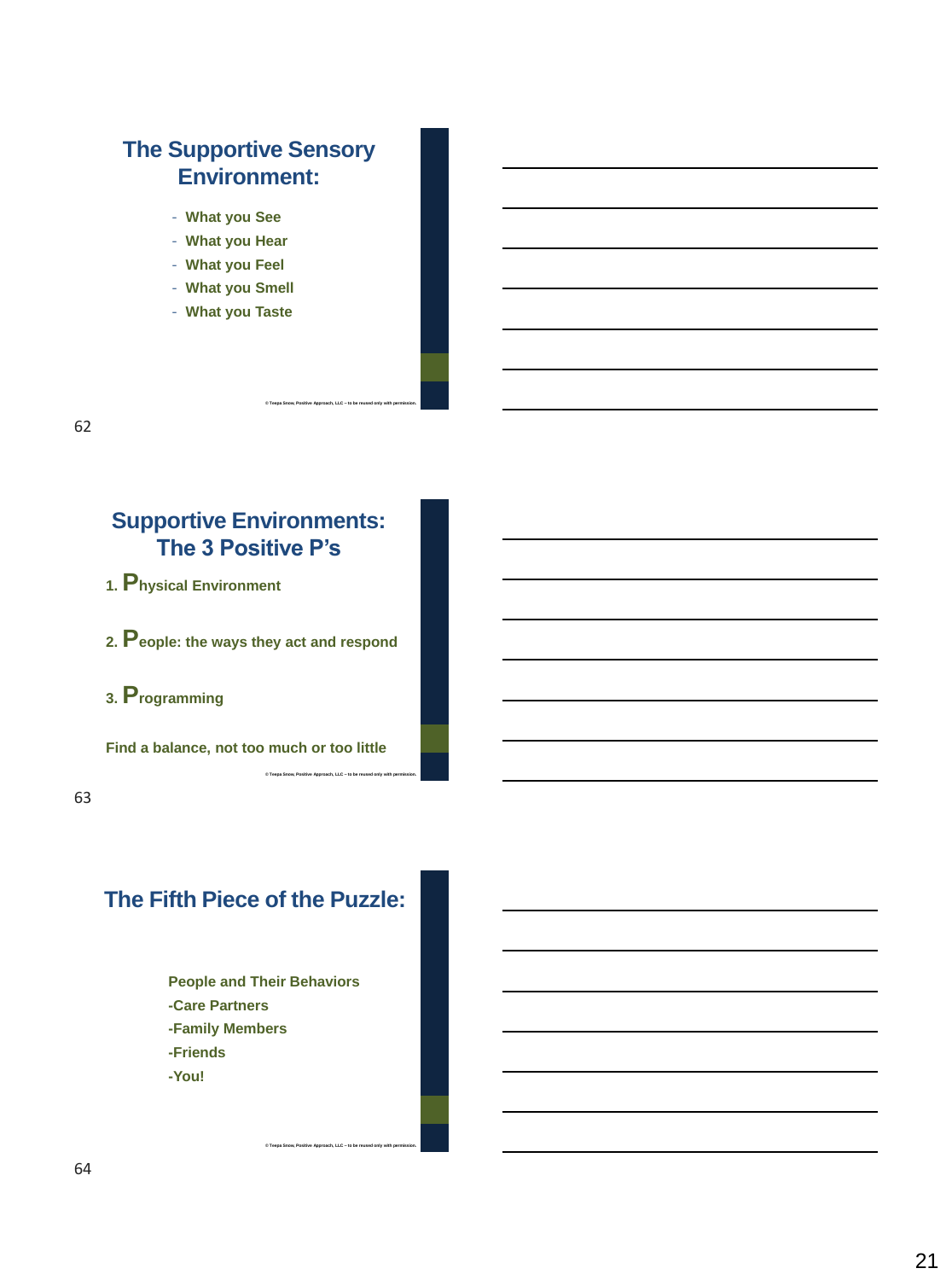## The Supportive Sensory Environment:

- What you See
- What you Hear
- What you Feel
- What you Smell
- What you Taste

© Teepa Snow, Positive Approach, LLC – to be reused only with permission.

62

## Supportive Environments: The 3 Positive P's

1. **P**hysical Environment
2. **P**eople: the ways they act and respond
3. **P**rogramming

Find a balance, not too much or too little

© Teepa Snow, Positive Approach, LLC – to be reused only with permission.

63

## The Fifth Piece of the Puzzle:

People and Their Behaviors
-Care Partners
-Family Members
-Friends
-You!

© Teepa Snow, Positive Approach, LLC – to be reused only with permission.

64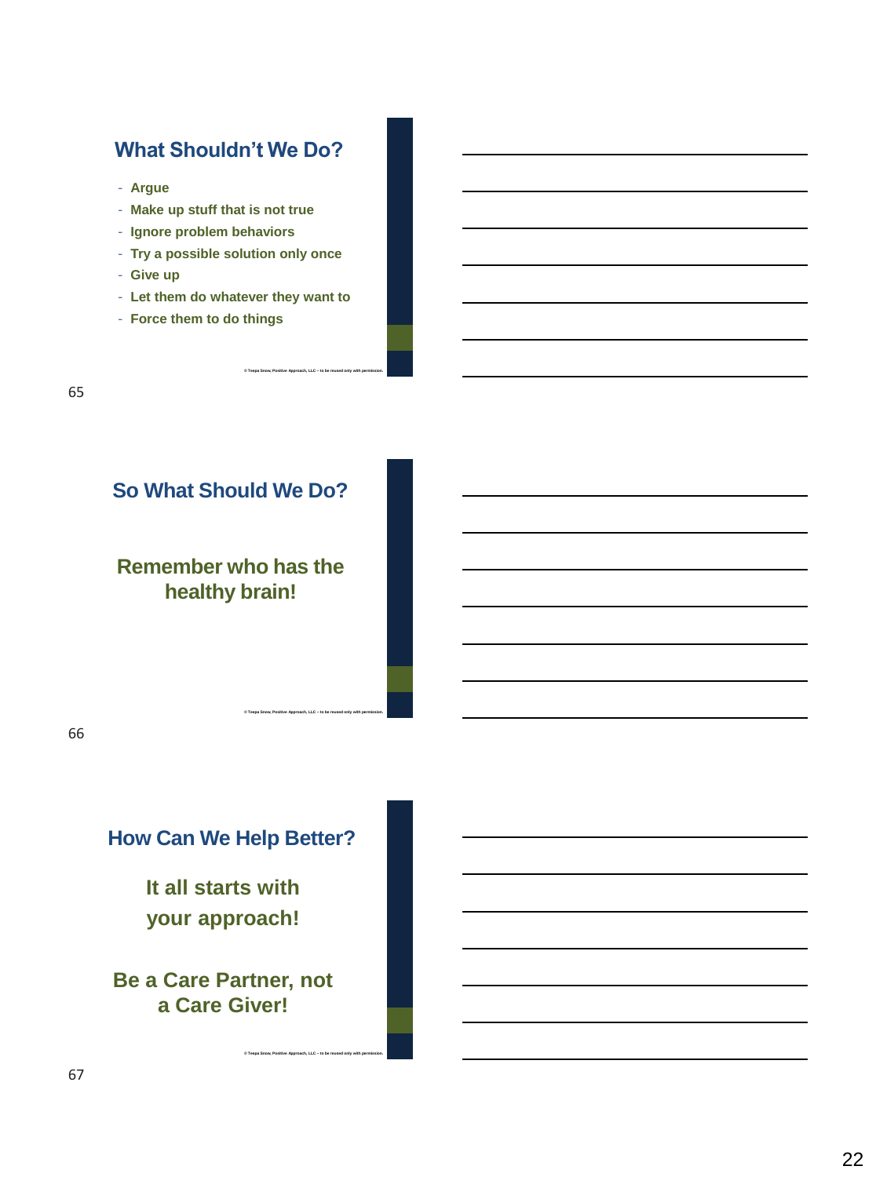## What Shouldn't We Do?

- Argue
- Make up stuff that is not true
- Ignore problem behaviors
- Try a possible solution only once
- Give up
- Let them do whatever they want to
- Force them to do things

© Teepa Snow, Positive Approach, LLC – to be reused only with permission.

## So What Should We Do?

**Remember who has the healthy brain!**

© Teepa Snow, Positive Approach, LLC – to be reused only with permission.

## How Can We Help Better?

**It all starts with your approach!**

**Be a Care Partner, not a Care Giver!**

© Teepa Snow, Positive Approach, LLC – to be reused only with permission.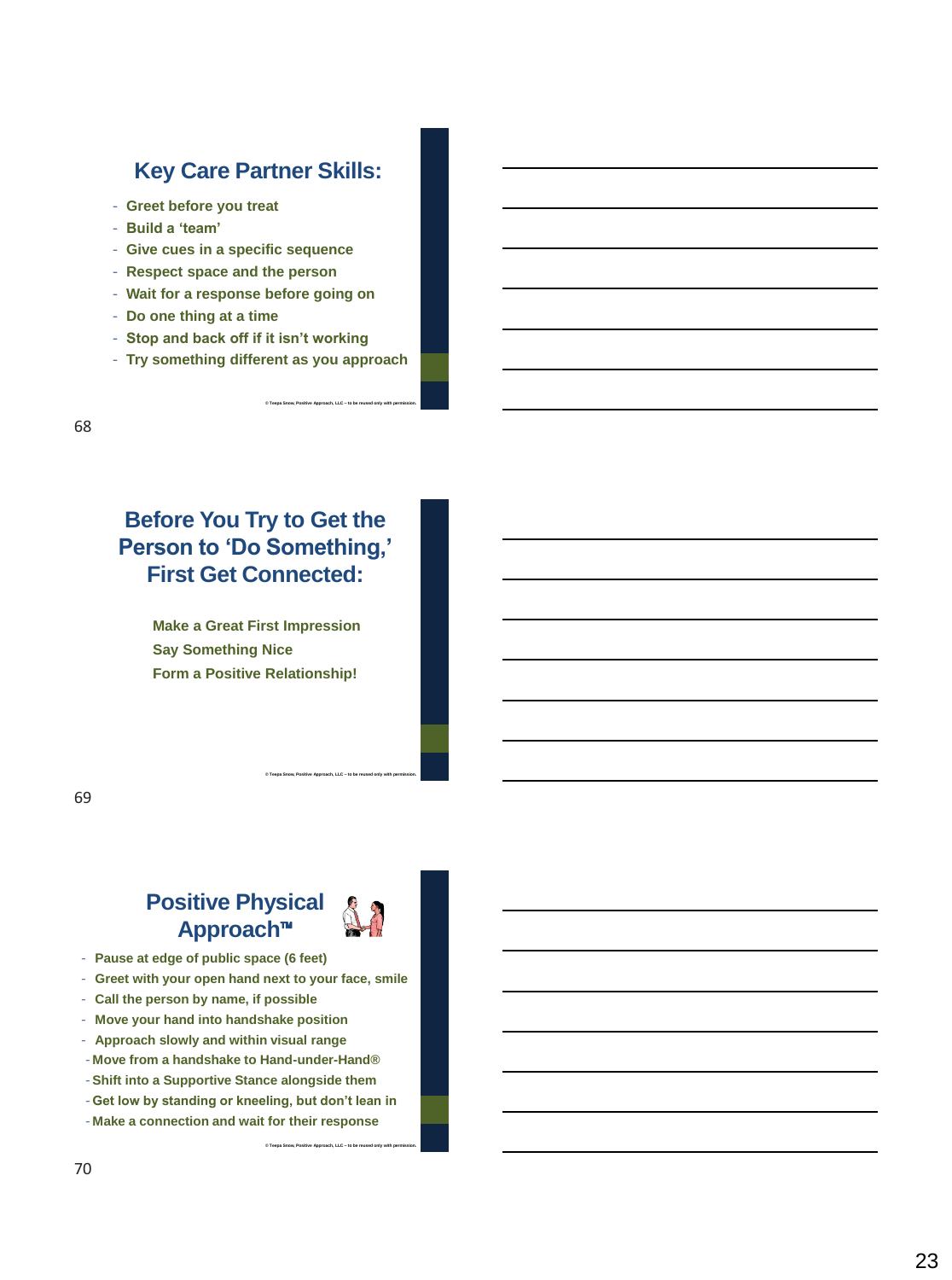## Key Care Partner Skills:

- Greet before you treat
- Build a 'team'
- Give cues in a specific sequence
- Respect space and the person
- Wait for a response before going on
- Do one thing at a time
- Stop and back off if it isn't working
- Try something different as you approach

© Teepa Snow, Positive Approach, LLC – to be reused only with permission.

68

## Before You Try to Get the Person to 'Do Something,' First Get Connected:

Make a Great First Impression

Say Something Nice

Form a Positive Relationship!

© Teepa Snow, Positive Approach, LLC – to be reused only with permission.

69

## Positive Physical Approach™

- Pause at edge of public space (6 feet)
- Greet with your open hand next to your face, smile
- Call the person by name, if possible
- Move your hand into handshake position
- Approach slowly and within visual range
- Move from a handshake to Hand-under-Hand®
- Shift into a Supportive Stance alongside them
- Get low by standing or kneeling, but don't lean in
- Make a connection and wait for their response

© Teepa Snow, Positive Approach, LLC – to be reused only with permission.

70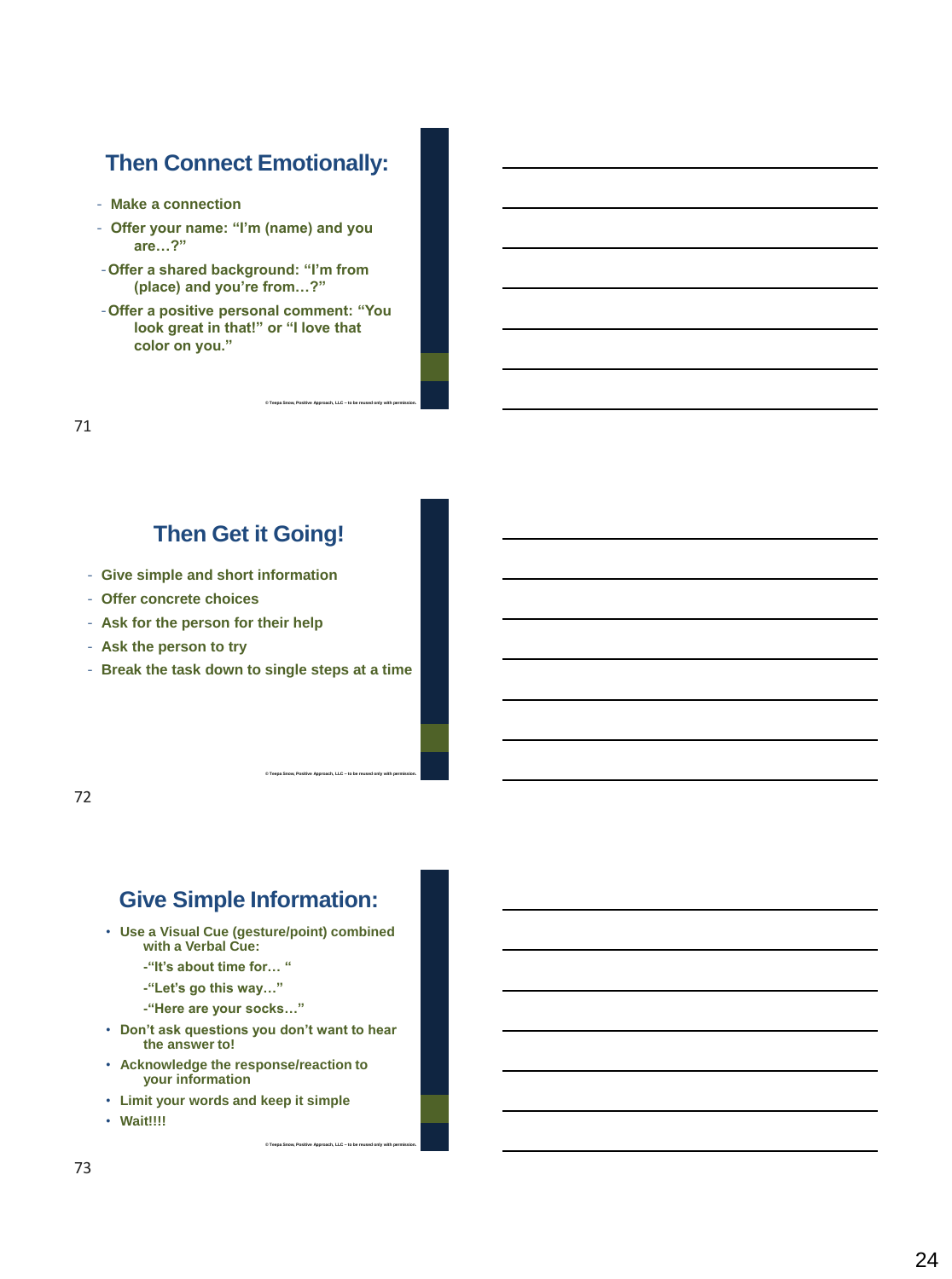## Then Connect Emotionally:

- Make a connection
- Offer your name: "I'm (name) and you are…?"
- Offer a shared background: "I'm from (place) and you're from…?"
- Offer a positive personal comment: "You look great in that!" or "I love that color on you."

© Teepa Snow, Positive Approach, LLC – to be reused only with permission.

71

## Then Get it Going!

- Give simple and short information
- Offer concrete choices
- Ask for the person for their help
- Ask the person to try
- Break the task down to single steps at a time

© Teepa Snow, Positive Approach, LLC – to be reused only with permission.

72

## Give Simple Information:

- Use a Visual Cue (gesture/point) combined with a Verbal Cue:
  - "It's about time for… "
  - "Let's go this way…"
  - "Here are your socks…"
- Don't ask questions you don't want to hear the answer to!
- Acknowledge the response/reaction to your information
- Limit your words and keep it simple
- Wait!!!!

© Teepa Snow, Positive Approach, LLC – to be reused only with permission.

73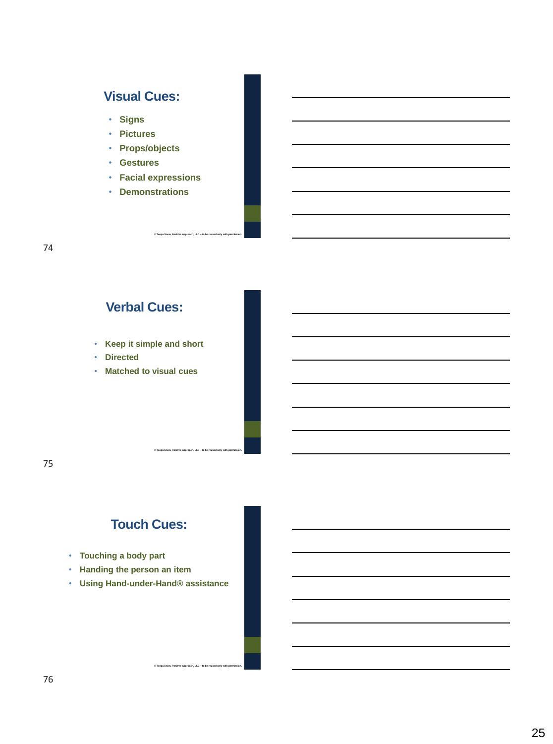## Visual Cues:

- Signs
- Pictures
- Props/objects
- Gestures
- Facial expressions
- Demonstrations

© Teepa Snow, Positive Approach, LLC – to be reused only with permission.

74

## Verbal Cues:

- Keep it simple and short
- Directed
- Matched to visual cues

© Teepa Snow, Positive Approach, LLC – to be reused only with permission.

75

## Touch Cues:

- Touching a body part
- Handing the person an item
- Using Hand-under-Hand® assistance

© Teepa Snow, Positive Approach, LLC – to be reused only with permission.

76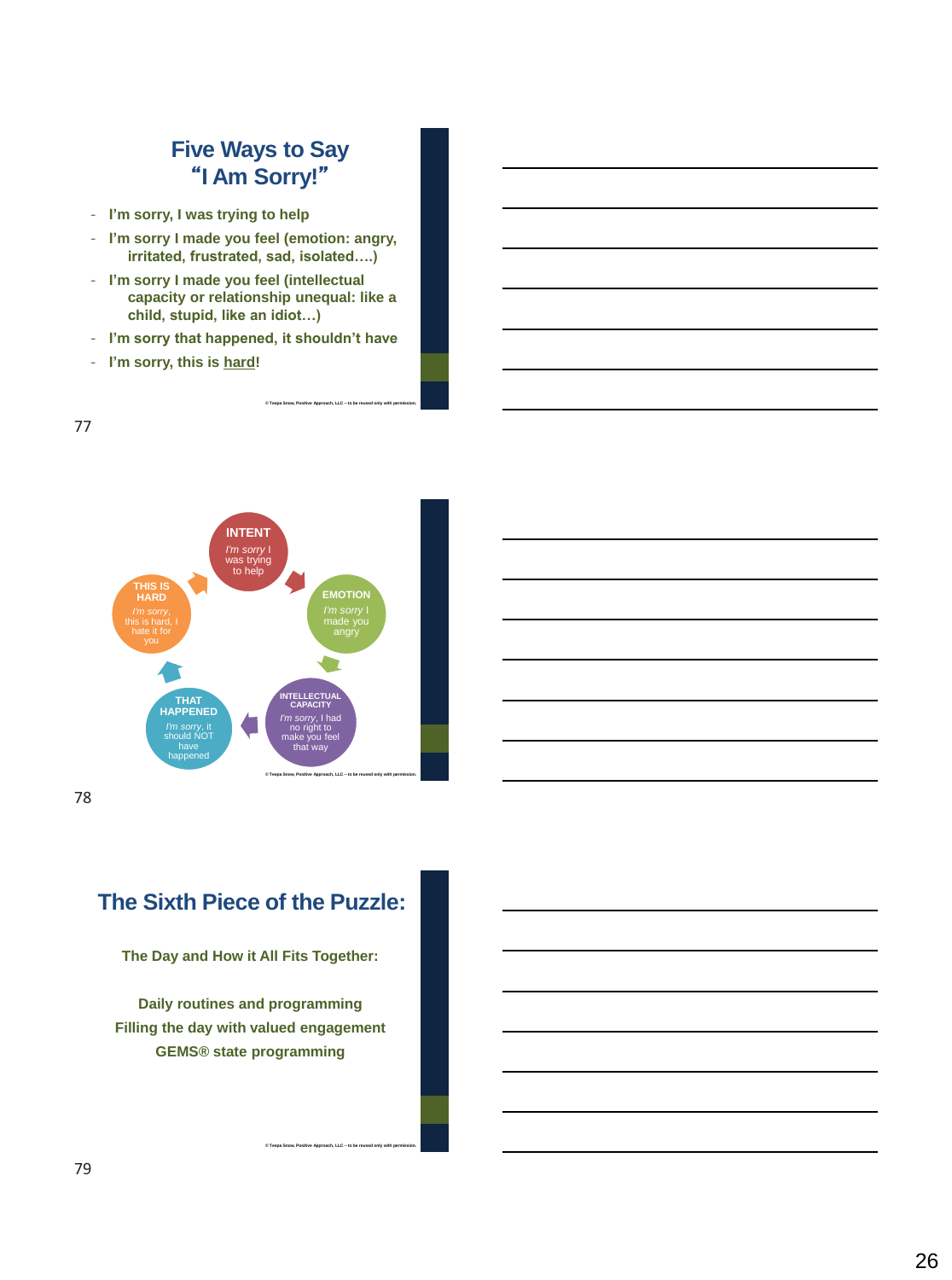## Five Ways to Say "I Am Sorry!"

- I'm sorry, I was trying to help
- I'm sorry I made you feel (emotion: angry, irritated, frustrated, sad, isolated….)
- I'm sorry I made you feel (intellectual capacity or relationship unequal: like a child, stupid, like an idiot…)
- I'm sorry that happened, it shouldn't have
- I'm sorry, this is hard!

© Teepa Snow, Positive Approach, LLC – to be reused only with permission.

77

**INTENT** — *I'm sorry* I was trying to help

**EMOTION** — *I'm sorry* I made you angry

**INTELLECTUAL CAPACITY** — *I'm sorry*, I had no right to make you feel that way

**THAT HAPPENED** — *I'm sorry*, it should NOT have happened

**THIS IS HARD** — *I'm sorry*, this is hard, I hate it for you

© Teepa Snow, Positive Approach, LLC – to be reused only with permission.

78

## The Sixth Piece of the Puzzle:

The Day and How it All Fits Together:

Daily routines and programming

Filling the day with valued engagement

GEMS® state programming

© Teepa Snow, Positive Approach, LLC – to be reused only with permission.

79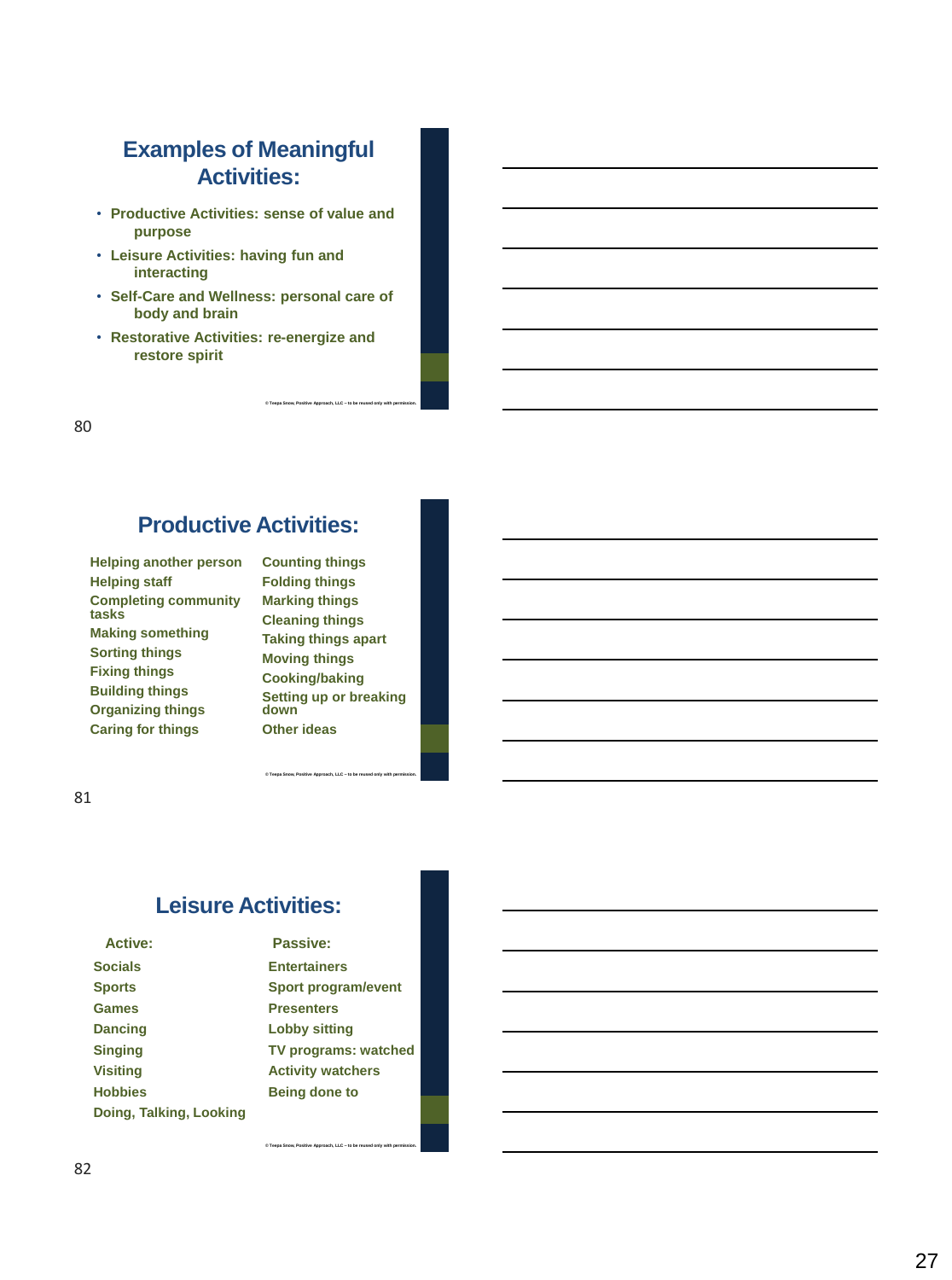## Examples of Meaningful Activities:

- Productive Activities: sense of value and purpose
- Leisure Activities: having fun and interacting
- Self-Care and Wellness: personal care of body and brain
- Restorative Activities: re-energize and restore spirit

© Teepa Snow, Positive Approach, LLC – to be reused only with permission.

80

## Productive Activities:

| | |
|---|---|
| Helping another person | Counting things |
| Helping staff | Folding things |
| Completing community tasks | Marking things |
| Making something | Cleaning things |
| Sorting things | Taking things apart |
| Fixing things | Moving things |
| Building things | Cooking/baking |
| Organizing things | Setting up or breaking down |
| Caring for things | Other ideas |

© Teepa Snow, Positive Approach, LLC – to be reused only with permission.

81

## Leisure Activities:

| Active: | Passive: |
|---|---|
| Socials | Entertainers |
| Sports | Sport program/event |
| Games | Presenters |
| Dancing | Lobby sitting |
| Singing | TV programs: watched |
| Visiting | Activity watchers |
| Hobbies | Being done to |
| Doing, Talking, Looking | |

© Teepa Snow, Positive Approach, LLC – to be reused only with permission.

82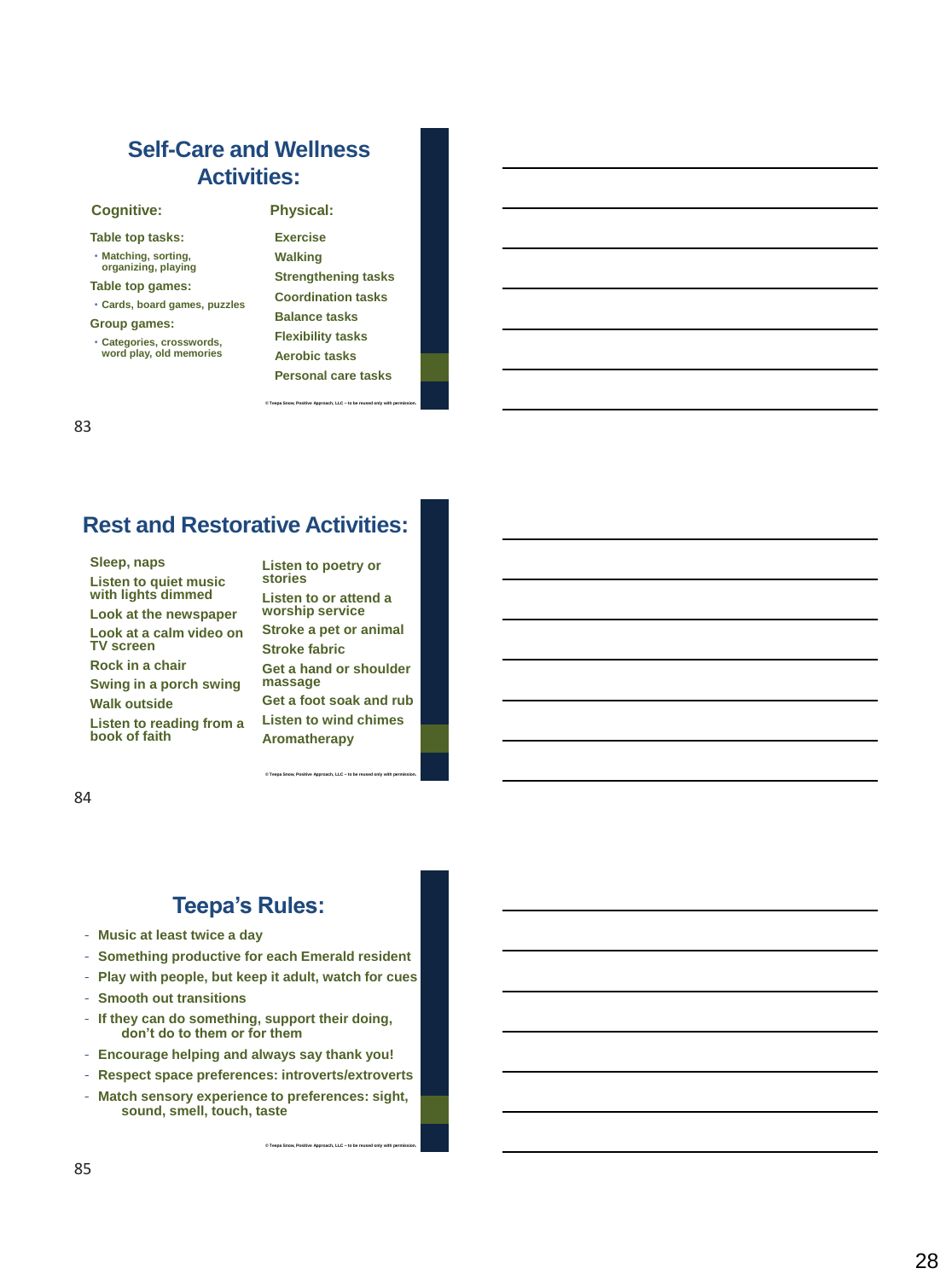## Self-Care and Wellness Activities:

### Cognitive:

**Table top tasks:**

- Matching, sorting, organizing, playing

**Table top games:**

- Cards, board games, puzzles

**Group games:**

- Categories, crosswords, word play, old memories

### Physical:

- Exercise
- Walking
- Strengthening tasks
- Coordination tasks
- Balance tasks
- Flexibility tasks
- Aerobic tasks
- Personal care tasks

© Teepa Snow, Positive Approach, LLC – to be reused only with permission.

## Rest and Restorative Activities:

- Sleep, naps
- Listen to quiet music with lights dimmed
- Look at the newspaper
- Look at a calm video on TV screen
- Rock in a chair
- Swing in a porch swing
- Walk outside
- Listen to reading from a book of faith
- Listen to poetry or stories
- Listen to or attend a worship service
- Stroke a pet or animal
- Stroke fabric
- Get a hand or shoulder massage
- Get a foot soak and rub
- Listen to wind chimes
- Aromatherapy

© Teepa Snow, Positive Approach, LLC – to be reused only with permission.

## Teepa's Rules:

- Music at least twice a day
- Something productive for each Emerald resident
- Play with people, but keep it adult, watch for cues
- Smooth out transitions
- If they can do something, support their doing, don't do to them or for them
- Encourage helping and always say thank you!
- Respect space preferences: introverts/extroverts
- Match sensory experience to preferences: sight, sound, smell, touch, taste

© Teepa Snow, Positive Approach, LLC – to be reused only with permission.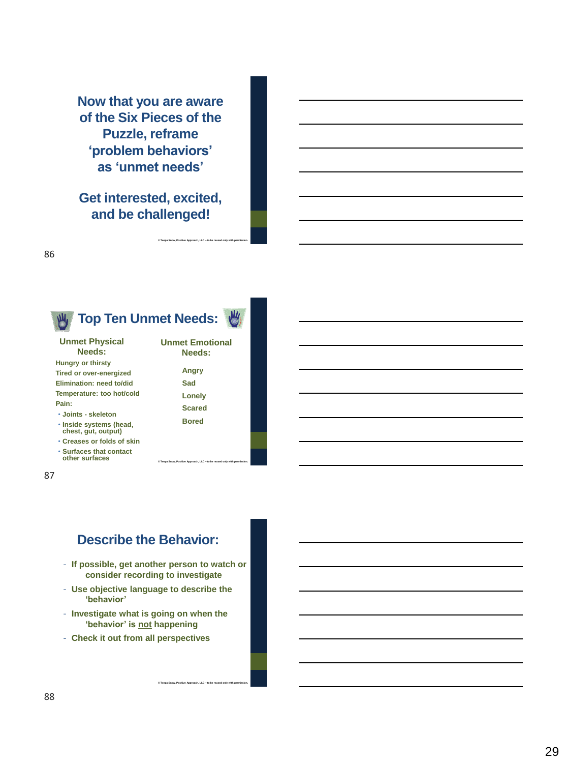Now that you are aware of the Six Pieces of the Puzzle, reframe 'problem behaviors' as 'unmet needs'

Get interested, excited, and be challenged!

© Teepa Snow, Positive Approach, LLC – to be reused only with permission.

86

## Top Ten Unmet Needs:

**Unmet Physical Needs:**

- Hungry or thirsty
- Tired or over-energized
- Elimination: need to/did
- Temperature: too hot/cold
- Pain:
  - Joints - skeleton
  - Inside systems (head, chest, gut, output)
  - Creases or folds of skin
  - Surfaces that contact other surfaces

**Unmet Emotional Needs:**

- Angry
- Sad
- Lonely
- Scared
- Bored

© Teepa Snow, Positive Approach, LLC – to be reused only with permission.

87

## Describe the Behavior:

- If possible, get another person to watch or consider recording to investigate
- Use objective language to describe the 'behavior'
- Investigate what is going on when the 'behavior' is <u>not</u> happening
- Check it out from all perspectives

© Teepa Snow, Positive Approach, LLC – to be reused only with permission.

88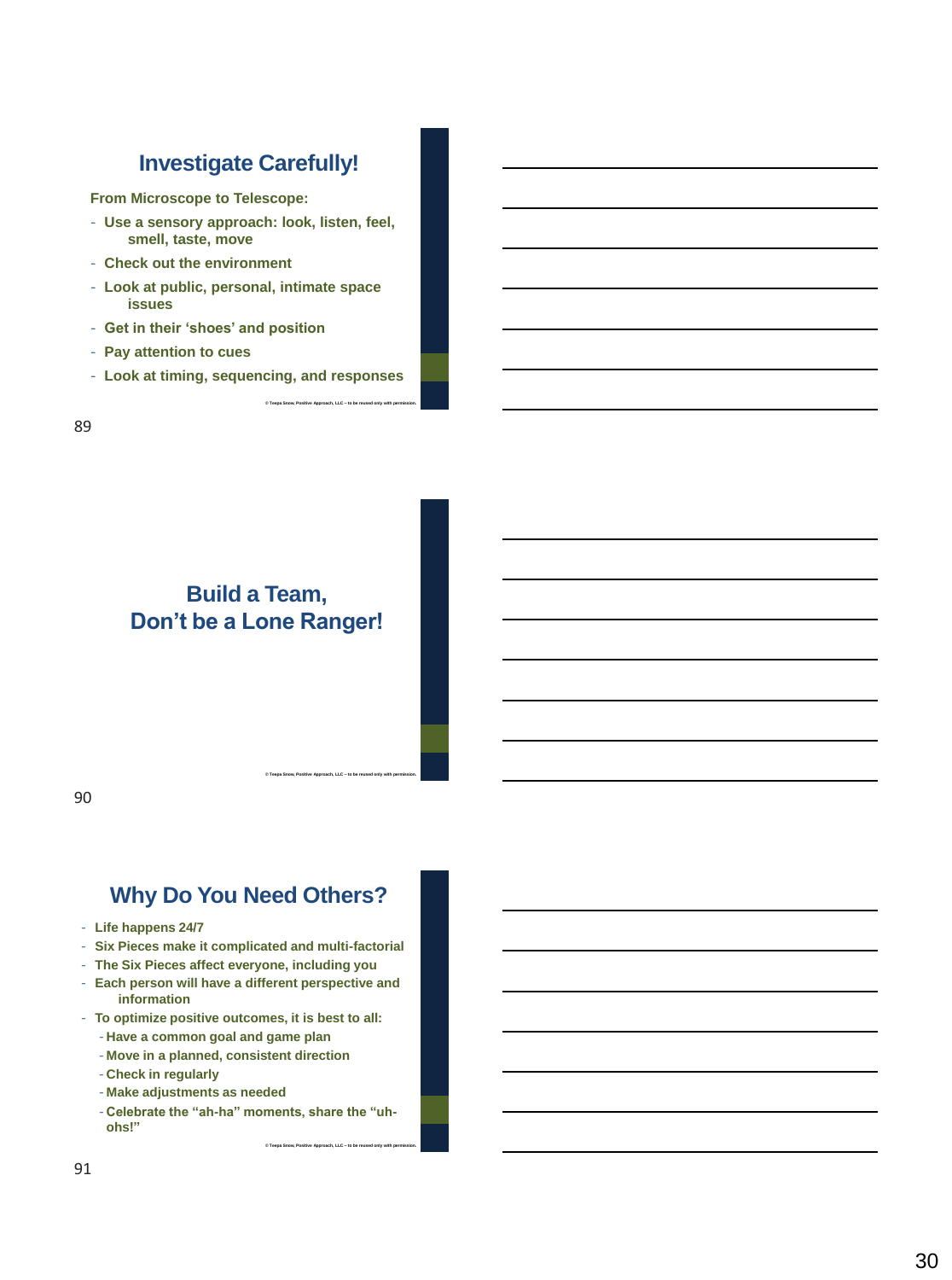## Investigate Carefully!

**From Microscope to Telescope:**

- **Use a sensory approach: look, listen, feel, smell, taste, move**
- **Check out the environment**
- **Look at public, personal, intimate space issues**
- **Get in their 'shoes' and position**
- **Pay attention to cues**
- **Look at timing, sequencing, and responses**

© Teepa Snow, Positive Approach, LLC – to be reused only with permission.

89

## Build a Team, Don't be a Lone Ranger!

© Teepa Snow, Positive Approach, LLC – to be reused only with permission.

90

## Why Do You Need Others?

- **Life happens 24/7**
- **Six Pieces make it complicated and multi-factorial**
- **The Six Pieces affect everyone, including you**
- **Each person will have a different perspective and information**
- **To optimize positive outcomes, it is best to all:**
  - **Have a common goal and game plan**
  - **Move in a planned, consistent direction**
  - **Check in regularly**
  - **Make adjustments as needed**
  - **Celebrate the "ah-ha" moments, share the "uh-ohs!"**

© Teepa Snow, Positive Approach, LLC – to be reused only with permission.

91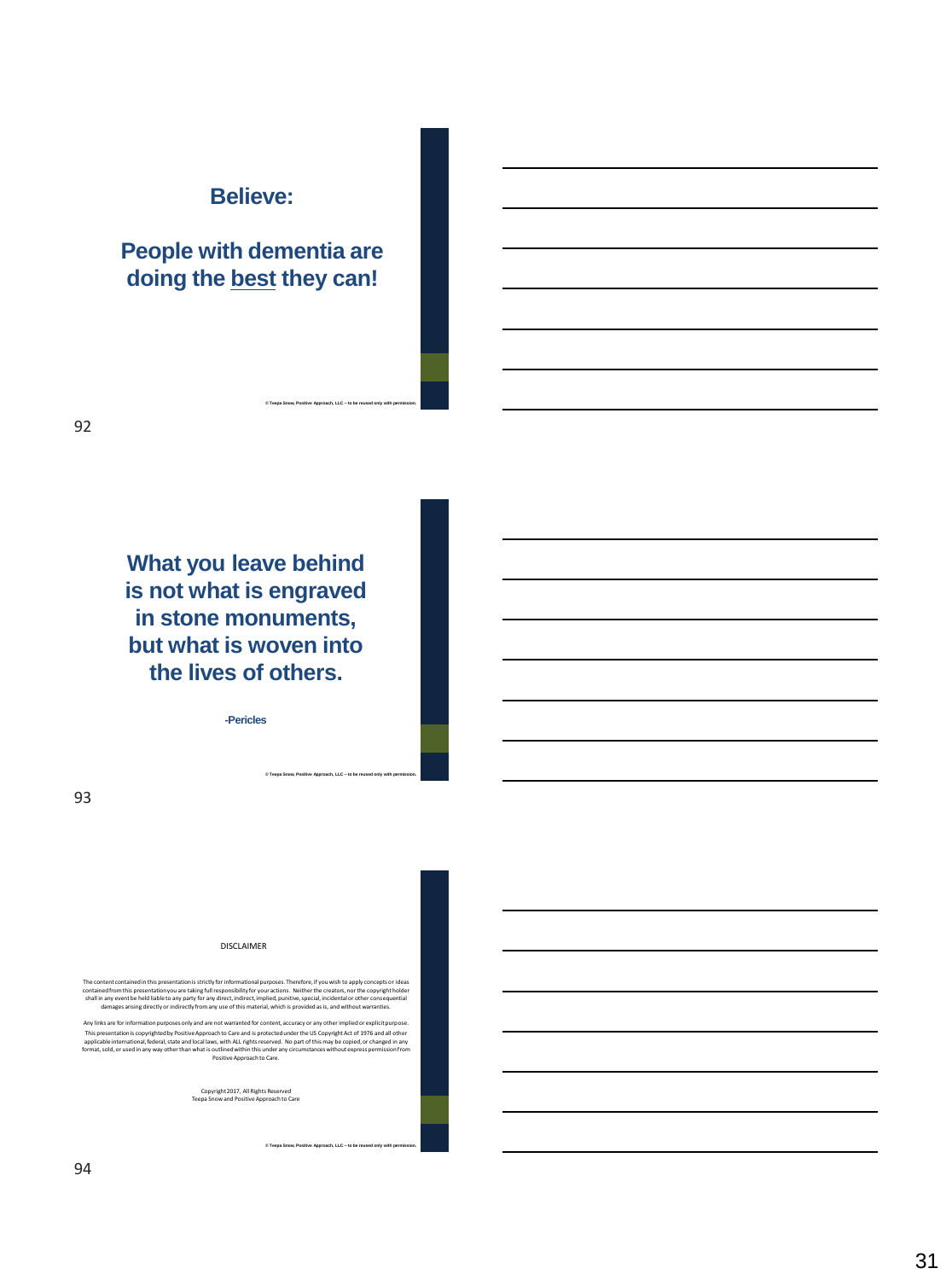**Believe:**

**People with dementia are doing the best they can!**

© Teepa Snow, Positive Approach, LLC – to be reused only with permission.

**What you leave behind is not what is engraved in stone monuments, but what is woven into the lives of others.**

**-Pericles**

© Teepa Snow, Positive Approach, LLC – to be reused only with permission.

DISCLAIMER

The content contained in this presentation is strictly for informational purposes. Therefore, if you wish to apply concepts or ideas contained from this presentation you are taking full responsibility for your actions. Neither the creators, nor the copyright holder shall in any event be held liable to any party for any direct, indirect, implied, punitive, special, incidental or other consequential damages arising directly or indirectly from any use of this material, which is provided as is, and without warranties.

Any links are for information purposes only and are not warranted for content, accuracy or any other implied or explicit purpose. This presentation is copyrighted by Positive Approach to Care and is protected under the US Copyright Act of 1976 and all other applicable international, federal, state and local laws, with ALL rights reserved. No part of this may be copied, or changed in any format, sold, or used in any way other than what is outlined within this under any circumstances without express permission from Positive Approach to Care.

Copyright 2017, All Rights Reserved
Teepa Snow and Positive Approach to Care

© Teepa Snow, Positive Approach, LLC – to be reused only with permission.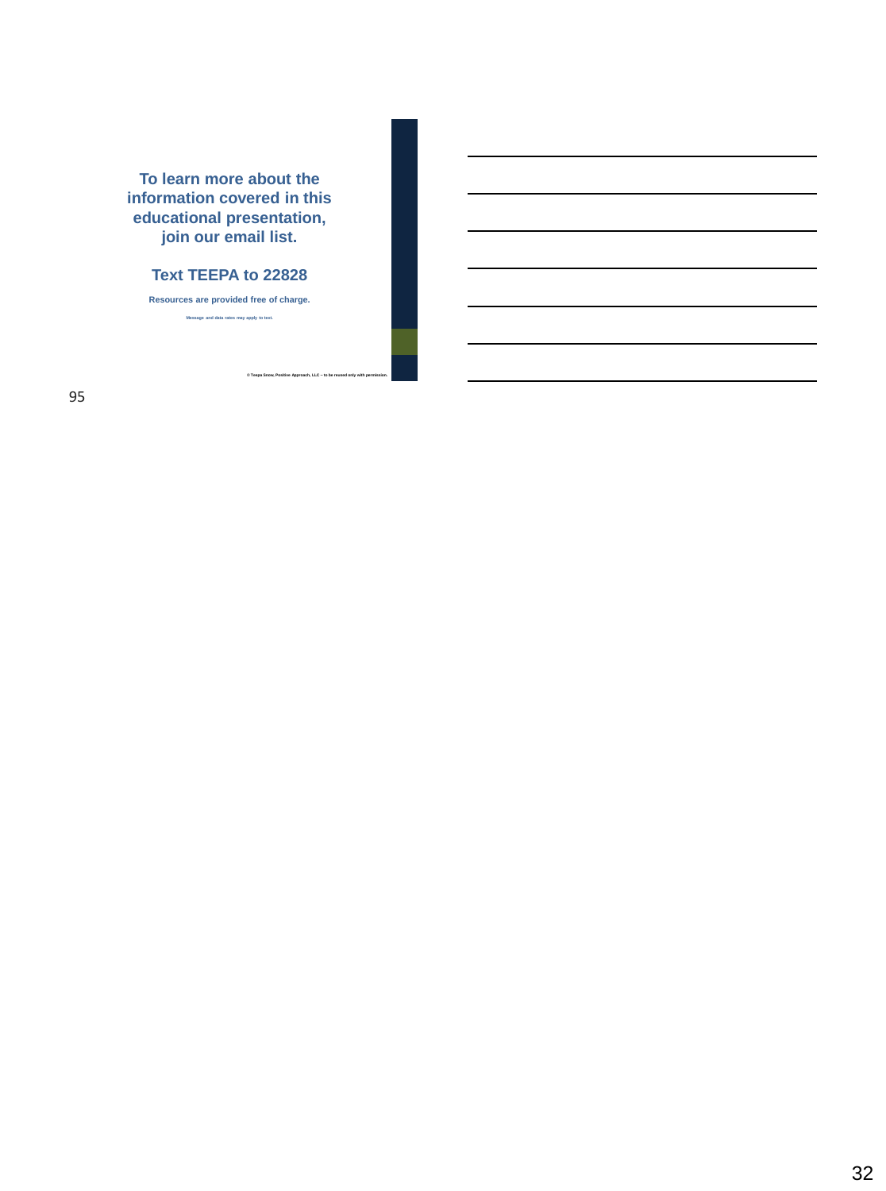**To learn more about the information covered in this educational presentation, join our email list.**

**Text TEEPA to 22828**

**Resources are provided free of charge.**

Message and data rates may apply to text.

© Teepa Snow, Positive Approach, LLC – to be reused only with permission.

95